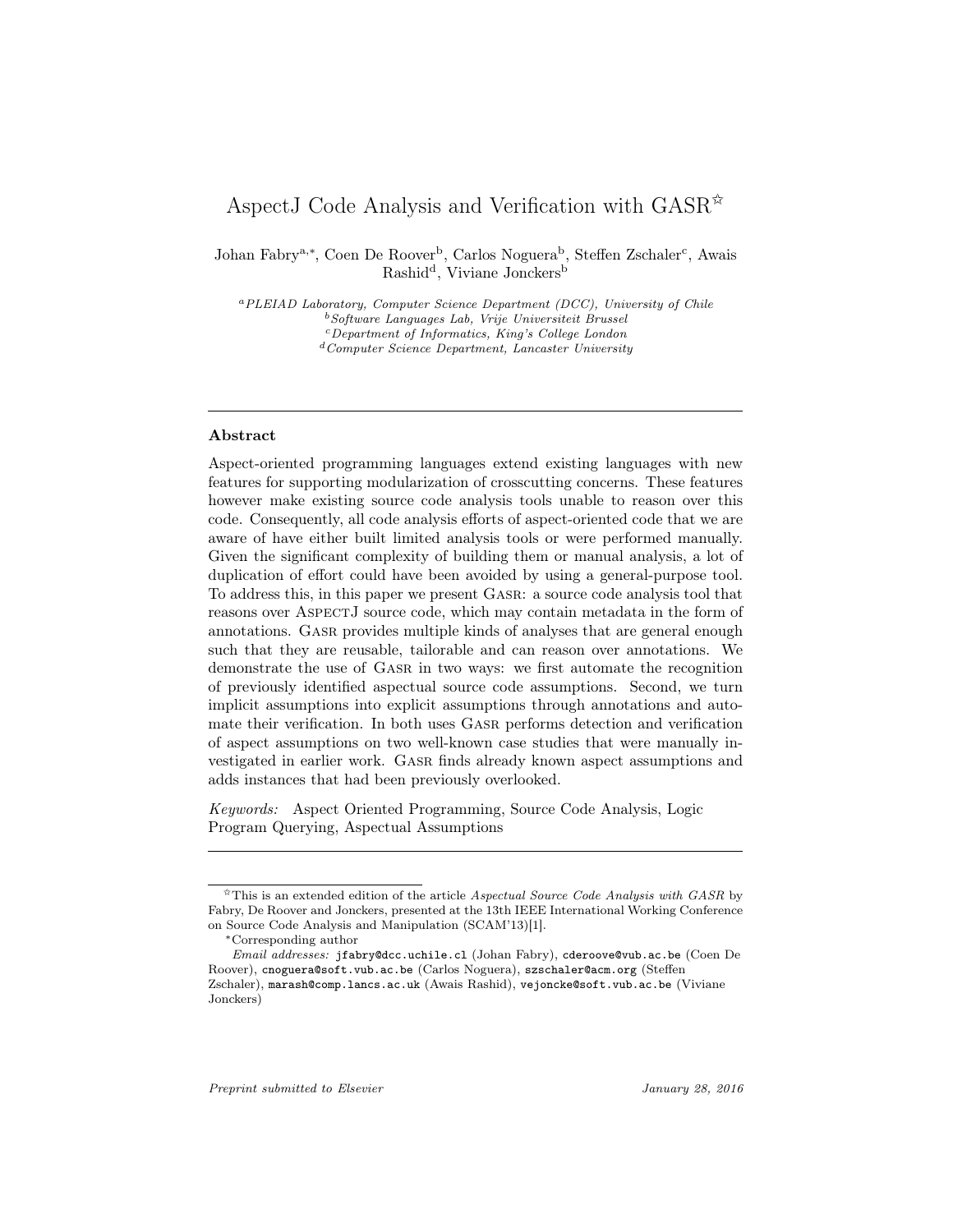# AspectJ Code Analysis and Verification with GASR[☆]

Johan Fabry[a,*], Coen De Roover[b], Carlos Noguera[b], Steffen Zschaler[c], Awais Rashid[d], Viviane Jonckers[b]

[a] *PLEIAD Laboratory, Computer Science Department (DCC), University of Chile*
[b] *Software Languages Lab, Vrije Universiteit Brussel*
[c] *Department of Informatics, King's College London*
[d] *Computer Science Department, Lancaster University*

## Abstract

Aspect-oriented programming languages extend existing languages with new features for supporting modularization of crosscutting concerns. These features however make existing source code analysis tools unable to reason over this code. Consequently, all code analysis efforts of aspect-oriented code that we are aware of have either built limited analysis tools or were performed manually. Given the significant complexity of building them or manual analysis, a lot of duplication of effort could have been avoided by using a general-purpose tool. To address this, in this paper we present GASR: a source code analysis tool that reasons over ASPECTJ source code, which may contain metadata in the form of annotations. GASR provides multiple kinds of analyses that are general enough such that they are reusable, tailorable and can reason over annotations. We demonstrate the use of GASR in two ways: we first automate the recognition of previously identified aspectual source code assumptions. Second, we turn implicit assumptions into explicit assumptions through annotations and automate their verification. In both uses GASR performs detection and verification of aspect assumptions on two well-known case studies that were manually investigated in earlier work. GASR finds already known aspect assumptions and adds instances that had been previously overlooked.

*Keywords:* Aspect Oriented Programming, Source Code Analysis, Logic Program Querying, Aspectual Assumptions

---

[☆] This is an extended edition of the article *Aspectual Source Code Analysis with GASR* by Fabry, De Roover and Jonckers, presented at the 13th IEEE International Working Conference on Source Code Analysis and Manipulation (SCAM'13)[1].

[*] Corresponding author

*Email addresses:* jfabry@dcc.uchile.cl (Johan Fabry), cderoove@vub.ac.be (Coen De Roover), cnoguera@soft.vub.ac.be (Carlos Noguera), szschaler@acm.org (Steffen Zschaler), marash@comp.lancs.ac.uk (Awais Rashid), vejoncke@soft.vub.ac.be (Viviane Jonckers)

*Preprint submitted to Elsevier* *January 28, 2016*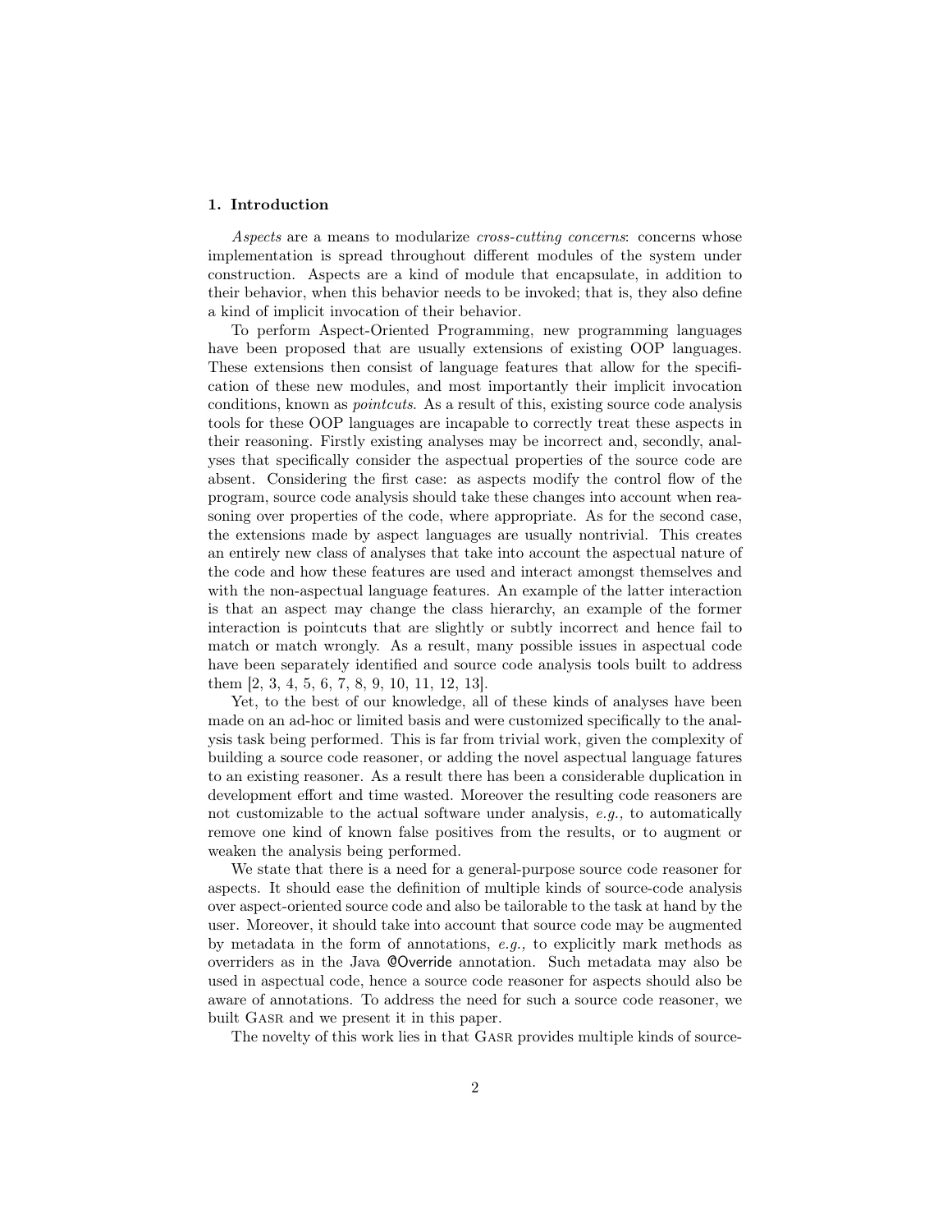## 1. Introduction

*Aspects* are a means to modularize *cross-cutting concerns*: concerns whose implementation is spread throughout different modules of the system under construction. Aspects are a kind of module that encapsulate, in addition to their behavior, when this behavior needs to be invoked; that is, they also define a kind of implicit invocation of their behavior.

To perform Aspect-Oriented Programming, new programming languages have been proposed that are usually extensions of existing OOP languages. These extensions then consist of language features that allow for the specification of these new modules, and most importantly their implicit invocation conditions, known as *pointcuts*. As a result of this, existing source code analysis tools for these OOP languages are incapable to correctly treat these aspects in their reasoning. Firstly existing analyses may be incorrect and, secondly, analyses that specifically consider the aspectual properties of the source code are absent. Considering the first case: as aspects modify the control flow of the program, source code analysis should take these changes into account when reasoning over properties of the code, where appropriate. As for the second case, the extensions made by aspect languages are usually nontrivial. This creates an entirely new class of analyses that take into account the aspectual nature of the code and how these features are used and interact amongst themselves and with the non-aspectual language features. An example of the latter interaction is that an aspect may change the class hierarchy, an example of the former interaction is pointcuts that are slightly or subtly incorrect and hence fail to match or match wrongly. As a result, many possible issues in aspectual code have been separately identified and source code analysis tools built to address them [2, 3, 4, 5, 6, 7, 8, 9, 10, 11, 12, 13].

Yet, to the best of our knowledge, all of these kinds of analyses have been made on an ad-hoc or limited basis and were customized specifically to the analysis task being performed. This is far from trivial work, given the complexity of building a source code reasoner, or adding the novel aspectual language fatures to an existing reasoner. As a result there has been a considerable duplication in development effort and time wasted. Moreover the resulting code reasoners are not customizable to the actual software under analysis, *e.g.,* to automatically remove one kind of known false positives from the results, or to augment or weaken the analysis being performed.

We state that there is a need for a general-purpose source code reasoner for aspects. It should ease the definition of multiple kinds of source-code analysis over aspect-oriented source code and also be tailorable to the task at hand by the user. Moreover, it should take into account that source code may be augmented by metadata in the form of annotations, *e.g.,* to explicitly mark methods as overriders as in the Java `@Override` annotation. Such metadata may also be used in aspectual code, hence a source code reasoner for aspects should also be aware of annotations. To address the need for such a source code reasoner, we built Gasr and we present it in this paper.

The novelty of this work lies in that Gasr provides multiple kinds of source-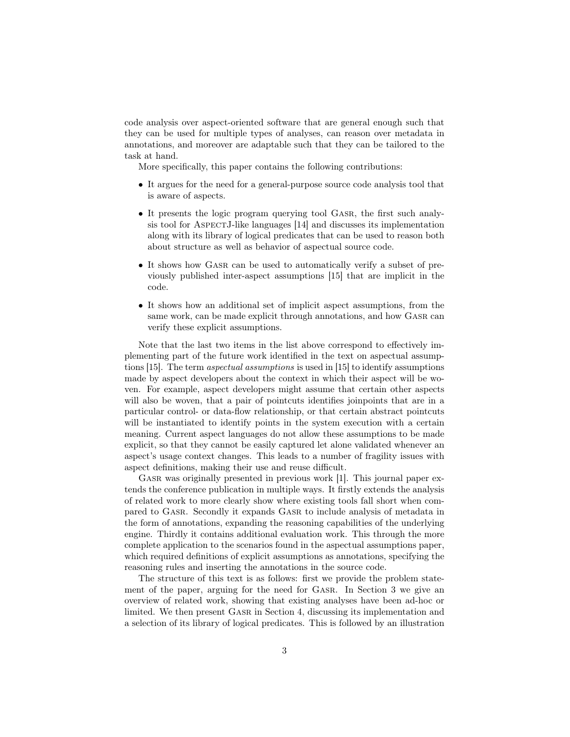code analysis over aspect-oriented software that are general enough such that they can be used for multiple types of analyses, can reason over metadata in annotations, and moreover are adaptable such that they can be tailored to the task at hand.

More specifically, this paper contains the following contributions:

- It argues for the need for a general-purpose source code analysis tool that is aware of aspects.
- It presents the logic program querying tool Gasr, the first such analysis tool for AspectJ-like languages [14] and discusses its implementation along with its library of logical predicates that can be used to reason both about structure as well as behavior of aspectual source code.
- It shows how Gasr can be used to automatically verify a subset of previously published inter-aspect assumptions [15] that are implicit in the code.
- It shows how an additional set of implicit aspect assumptions, from the same work, can be made explicit through annotations, and how Gasr can verify these explicit assumptions.

Note that the last two items in the list above correspond to effectively implementing part of the future work identified in the text on aspectual assumptions [15]. The term *aspectual assumptions* is used in [15] to identify assumptions made by aspect developers about the context in which their aspect will be woven. For example, aspect developers might assume that certain other aspects will also be woven, that a pair of pointcuts identifies joinpoints that are in a particular control- or data-flow relationship, or that certain abstract pointcuts will be instantiated to identify points in the system execution with a certain meaning. Current aspect languages do not allow these assumptions to be made explicit, so that they cannot be easily captured let alone validated whenever an aspect's usage context changes. This leads to a number of fragility issues with aspect definitions, making their use and reuse difficult.

Gasr was originally presented in previous work [1]. This journal paper extends the conference publication in multiple ways. It firstly extends the analysis of related work to more clearly show where existing tools fall short when compared to Gasr. Secondly it expands Gasr to include analysis of metadata in the form of annotations, expanding the reasoning capabilities of the underlying engine. Thirdly it contains additional evaluation work. This through the more complete application to the scenarios found in the aspectual assumptions paper, which required definitions of explicit assumptions as annotations, specifying the reasoning rules and inserting the annotations in the source code.

The structure of this text is as follows: first we provide the problem statement of the paper, arguing for the need for Gasr. In Section 3 we give an overview of related work, showing that existing analyses have been ad-hoc or limited. We then present Gasr in Section 4, discussing its implementation and a selection of its library of logical predicates. This is followed by an illustration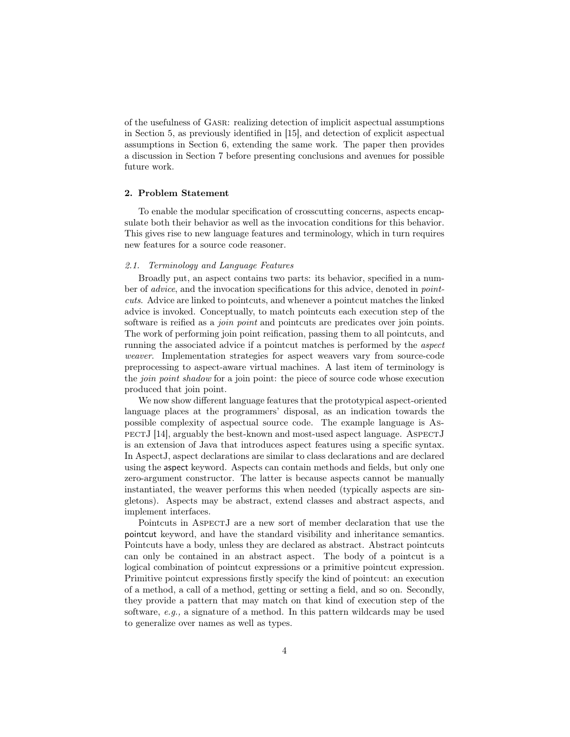of the usefulness of Gasr: realizing detection of implicit aspectual assumptions in Section 5, as previously identified in [15], and detection of explicit aspectual assumptions in Section 6, extending the same work. The paper then provides a discussion in Section 7 before presenting conclusions and avenues for possible future work.

## 2. Problem Statement

To enable the modular specification of crosscutting concerns, aspects encapsulate both their behavior as well as the invocation conditions for this behavior. This gives rise to new language features and terminology, which in turn requires new features for a source code reasoner.

### *2.1. Terminology and Language Features*

Broadly put, an aspect contains two parts: its behavior, specified in a number of *advice*, and the invocation specifications for this advice, denoted in *pointcuts*. Advice are linked to pointcuts, and whenever a pointcut matches the linked advice is invoked. Conceptually, to match pointcuts each execution step of the software is reified as a *join point* and pointcuts are predicates over join points. The work of performing join point reification, passing them to all pointcuts, and running the associated advice if a pointcut matches is performed by the *aspect weaver*. Implementation strategies for aspect weavers vary from source-code preprocessing to aspect-aware virtual machines. A last item of terminology is the *join point shadow* for a join point: the piece of source code whose execution produced that join point.

We now show different language features that the prototypical aspect-oriented language places at the programmers' disposal, as an indication towards the possible complexity of aspectual source code. The example language is AspectJ [14], arguably the best-known and most-used aspect language. AspectJ is an extension of Java that introduces aspect features using a specific syntax. In AspectJ, aspect declarations are similar to class declarations and are declared using the aspect keyword. Aspects can contain methods and fields, but only one zero-argument constructor. The latter is because aspects cannot be manually instantiated, the weaver performs this when needed (typically aspects are singletons). Aspects may be abstract, extend classes and abstract aspects, and implement interfaces.

Pointcuts in AspectJ are a new sort of member declaration that use the pointcut keyword, and have the standard visibility and inheritance semantics. Pointcuts have a body, unless they are declared as abstract. Abstract pointcuts can only be contained in an abstract aspect. The body of a pointcut is a logical combination of pointcut expressions or a primitive pointcut expression. Primitive pointcut expressions firstly specify the kind of pointcut: an execution of a method, a call of a method, getting or setting a field, and so on. Secondly, they provide a pattern that may match on that kind of execution step of the software, *e.g.,* a signature of a method. In this pattern wildcards may be used to generalize over names as well as types.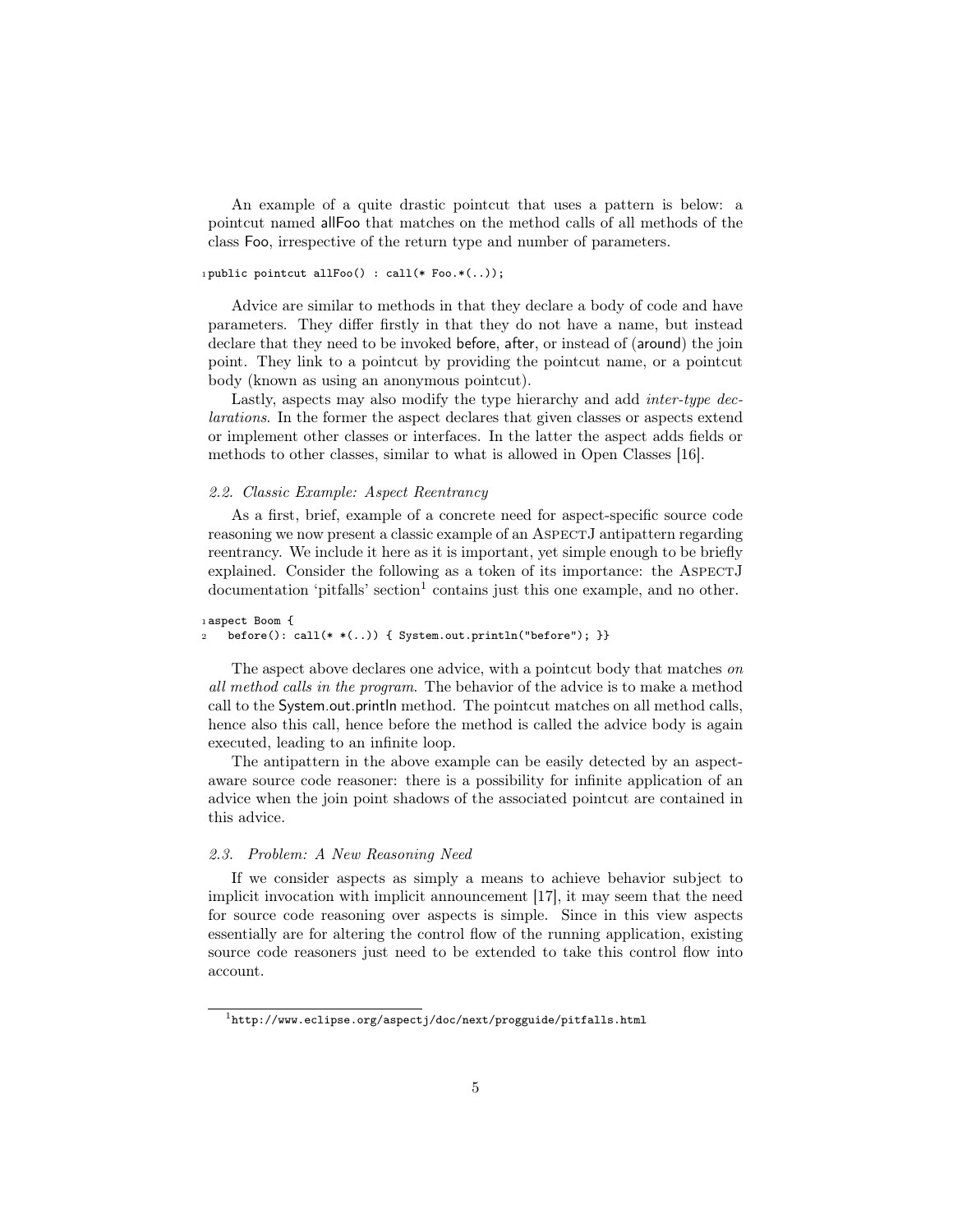An example of a quite drastic pointcut that uses a pattern is below: a pointcut named allFoo that matches on the method calls of all methods of the class Foo, irrespective of the return type and number of parameters.

```
public pointcut allFoo() : call(* Foo.*(..));
```

Advice are similar to methods in that they declare a body of code and have parameters. They differ firstly in that they do not have a name, but instead declare that they need to be invoked before, after, or instead of (around) the join point. They link to a pointcut by providing the pointcut name, or a pointcut body (known as using an anonymous pointcut).

Lastly, aspects may also modify the type hierarchy and add *inter-type declarations*. In the former the aspect declares that given classes or aspects extend or implement other classes or interfaces. In the latter the aspect adds fields or methods to other classes, similar to what is allowed in Open Classes [16].

### *2.2. Classic Example: Aspect Reentrancy*

As a first, brief, example of a concrete need for aspect-specific source code reasoning we now present a classic example of an AspectJ antipattern regarding reentrancy. We include it here as it is important, yet simple enough to be briefly explained. Consider the following as a token of its importance: the AspectJ documentation 'pitfalls' section[1] contains just this one example, and no other.

```
aspect Boom {
  before(): call(* *(..)) { System.out.println("before"); }}
```

The aspect above declares one advice, with a pointcut body that matches *on all method calls in the program*. The behavior of the advice is to make a method call to the System.out.println method. The pointcut matches on all method calls, hence also this call, hence before the method is called the advice body is again executed, leading to an infinite loop.

The antipattern in the above example can be easily detected by an aspect-aware source code reasoner: there is a possibility for infinite application of an advice when the join point shadows of the associated pointcut are contained in this advice.

### *2.3. Problem: A New Reasoning Need*

If we consider aspects as simply a means to achieve behavior subject to implicit invocation with implicit announcement [17], it may seem that the need for source code reasoning over aspects is simple. Since in this view aspects essentially are for altering the control flow of the running application, existing source code reasoners just need to be extended to take this control flow into account.

[1] http://www.eclipse.org/aspectj/doc/next/progguide/pitfalls.html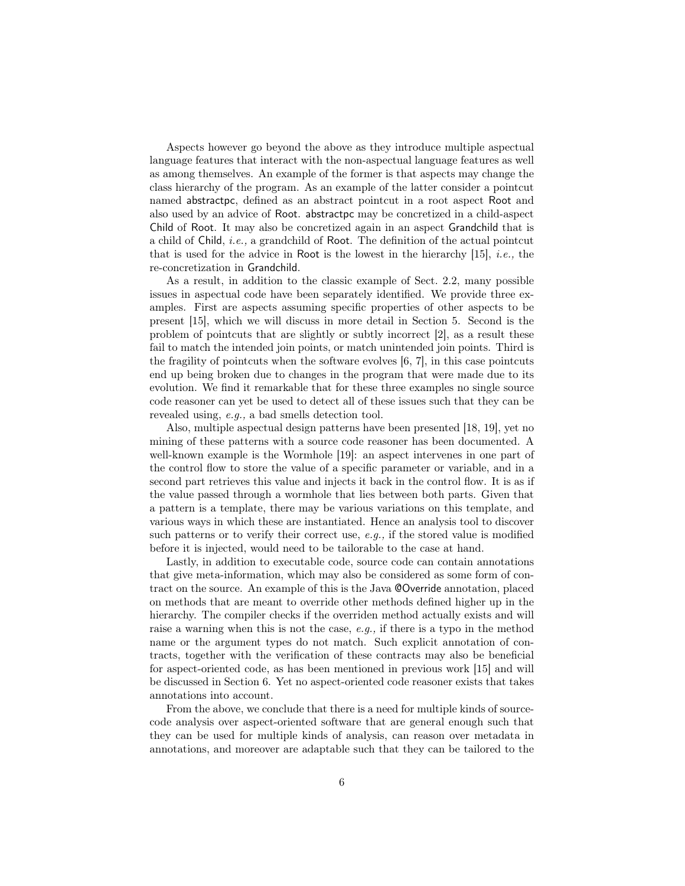Aspects however go beyond the above as they introduce multiple aspectual language features that interact with the non-aspectual language features as well as among themselves. An example of the former is that aspects may change the class hierarchy of the program. As an example of the latter consider a pointcut named abstractpc, defined as an abstract pointcut in a root aspect Root and also used by an advice of Root. abstractpc may be concretized in a child-aspect Child of Root. It may also be concretized again in an aspect Grandchild that is a child of Child, *i.e.,* a grandchild of Root. The definition of the actual pointcut that is used for the advice in Root is the lowest in the hierarchy [15], *i.e.,* the re-concretization in Grandchild.

As a result, in addition to the classic example of Sect. 2.2, many possible issues in aspectual code have been separately identified. We provide three examples. First are aspects assuming specific properties of other aspects to be present [15], which we will discuss in more detail in Section 5. Second is the problem of pointcuts that are slightly or subtly incorrect [2], as a result these fail to match the intended join points, or match unintended join points. Third is the fragility of pointcuts when the software evolves [6, 7], in this case pointcuts end up being broken due to changes in the program that were made due to its evolution. We find it remarkable that for these three examples no single source code reasoner can yet be used to detect all of these issues such that they can be revealed using, *e.g.,* a bad smells detection tool.

Also, multiple aspectual design patterns have been presented [18, 19], yet no mining of these patterns with a source code reasoner has been documented. A well-known example is the Wormhole [19]: an aspect intervenes in one part of the control flow to store the value of a specific parameter or variable, and in a second part retrieves this value and injects it back in the control flow. It is as if the value passed through a wormhole that lies between both parts. Given that a pattern is a template, there may be various variations on this template, and various ways in which these are instantiated. Hence an analysis tool to discover such patterns or to verify their correct use, *e.g.,* if the stored value is modified before it is injected, would need to be tailorable to the case at hand.

Lastly, in addition to executable code, source code can contain annotations that give meta-information, which may also be considered as some form of contract on the source. An example of this is the Java @Override annotation, placed on methods that are meant to override other methods defined higher up in the hierarchy. The compiler checks if the overriden method actually exists and will raise a warning when this is not the case, *e.g.,* if there is a typo in the method name or the argument types do not match. Such explicit annotation of contracts, together with the verification of these contracts may also be beneficial for aspect-oriented code, as has been mentioned in previous work [15] and will be discussed in Section 6. Yet no aspect-oriented code reasoner exists that takes annotations into account.

From the above, we conclude that there is a need for multiple kinds of source-code analysis over aspect-oriented software that are general enough such that they can be used for multiple kinds of analysis, can reason over metadata in annotations, and moreover are adaptable such that they can be tailored to the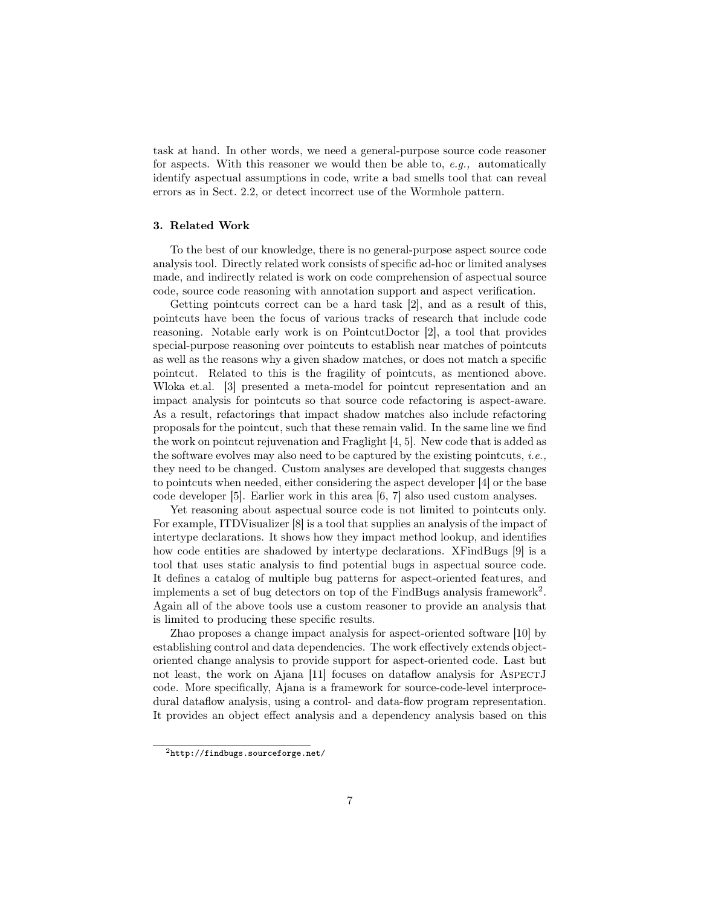task at hand. In other words, we need a general-purpose source code reasoner for aspects. With this reasoner we would then be able to, *e.g.,* automatically identify aspectual assumptions in code, write a bad smells tool that can reveal errors as in Sect. 2.2, or detect incorrect use of the Wormhole pattern.

### 3. Related Work

To the best of our knowledge, there is no general-purpose aspect source code analysis tool. Directly related work consists of specific ad-hoc or limited analyses made, and indirectly related is work on code comprehension of aspectual source code, source code reasoning with annotation support and aspect verification.

Getting pointcuts correct can be a hard task [2], and as a result of this, pointcuts have been the focus of various tracks of research that include code reasoning. Notable early work is on PointcutDoctor [2], a tool that provides special-purpose reasoning over pointcuts to establish near matches of pointcuts as well as the reasons why a given shadow matches, or does not match a specific pointcut. Related to this is the fragility of pointcuts, as mentioned above. Wloka et.al. [3] presented a meta-model for pointcut representation and an impact analysis for pointcuts so that source code refactoring is aspect-aware. As a result, refactorings that impact shadow matches also include refactoring proposals for the pointcut, such that these remain valid. In the same line we find the work on pointcut rejuvenation and Fraglight [4, 5]. New code that is added as the software evolves may also need to be captured by the existing pointcuts, *i.e.,* they need to be changed. Custom analyses are developed that suggests changes to pointcuts when needed, either considering the aspect developer [4] or the base code developer [5]. Earlier work in this area [6, 7] also used custom analyses.

Yet reasoning about aspectual source code is not limited to pointcuts only. For example, ITDVisualizer [8] is a tool that supplies an analysis of the impact of intertype declarations. It shows how they impact method lookup, and identifies how code entities are shadowed by intertype declarations. XFindBugs [9] is a tool that uses static analysis to find potential bugs in aspectual source code. It defines a catalog of multiple bug patterns for aspect-oriented features, and implements a set of bug detectors on top of the FindBugs analysis framework[2]. Again all of the above tools use a custom reasoner to provide an analysis that is limited to producing these specific results.

Zhao proposes a change impact analysis for aspect-oriented software [10] by establishing control and data dependencies. The work effectively extends object-oriented change analysis to provide support for aspect-oriented code. Last but not least, the work on Ajana [11] focuses on dataflow analysis for AspectJ code. More specifically, Ajana is a framework for source-code-level interprocedural dataflow analysis, using a control- and data-flow program representation. It provides an object effect analysis and a dependency analysis based on this

[2] `http://findbugs.sourceforge.net/`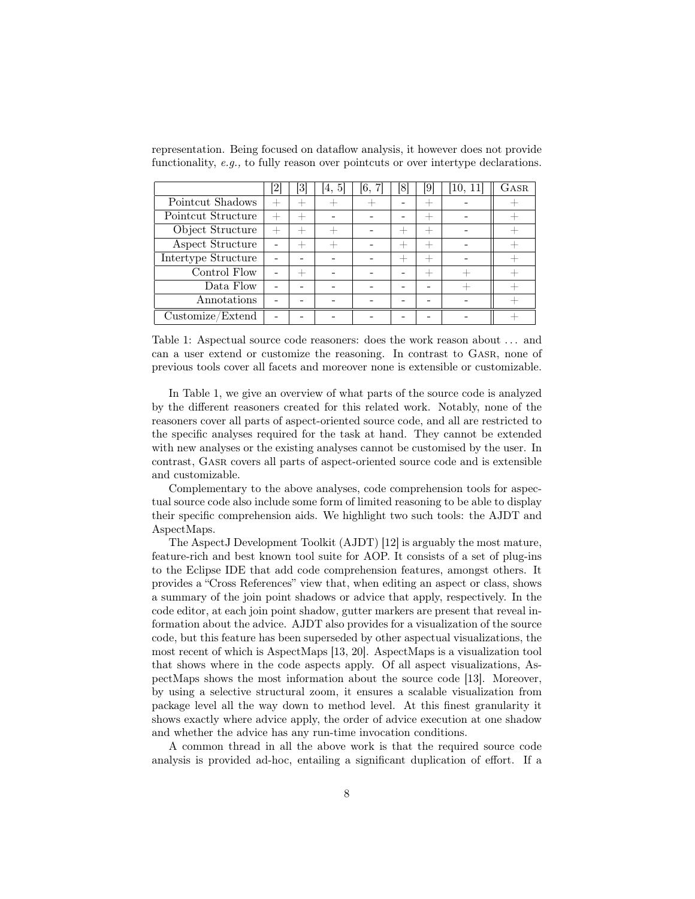representation. Being focused on dataflow analysis, it however does not provide functionality, *e.g.,* to fully reason over pointcuts or over intertype declarations.

| | [2] | [3] | [4, 5] | [6, 7] | [8] | [9] | [10, 11] | GASR |
|---|---|---|---|---|---|---|---|---|
| Pointcut Shadows | + | + | + | + | - | + | - | + |
| Pointcut Structure | + | + | - | - | - | + | - | + |
| Object Structure | + | + | + | - | + | + | - | + |
| Aspect Structure | - | + | + | - | + | + | - | + |
| Intertype Structure | - | - | - | - | + | + | - | + |
| Control Flow | - | + | - | - | - | + | + | + |
| Data Flow | - | - | - | - | - | - | + | + |
| Annotations | - | - | - | - | - | - | - | + |
| Customize/Extend | - | - | - | - | - | - | - | + |

Table 1: Aspectual source code reasoners: does the work reason about ... and can a user extend or customize the reasoning. In contrast to GASR, none of previous tools cover all facets and moreover none is extensible or customizable.

In Table 1, we give an overview of what parts of the source code is analyzed by the different reasoners created for this related work. Notably, none of the reasoners cover all parts of aspect-oriented source code, and all are restricted to the specific analyses required for the task at hand. They cannot be extended with new analyses or the existing analyses cannot be customised by the user. In contrast, GASR covers all parts of aspect-oriented source code and is extensible and customizable.

Complementary to the above analyses, code comprehension tools for aspectual source code also include some form of limited reasoning to be able to display their specific comprehension aids. We highlight two such tools: the AJDT and AspectMaps.

The AspectJ Development Toolkit (AJDT) [12] is arguably the most mature, feature-rich and best known tool suite for AOP. It consists of a set of plug-ins to the Eclipse IDE that add code comprehension features, amongst others. It provides a "Cross References" view that, when editing an aspect or class, shows a summary of the join point shadows or advice that apply, respectively. In the code editor, at each join point shadow, gutter markers are present that reveal information about the advice. AJDT also provides for a visualization of the source code, but this feature has been superseded by other aspectual visualizations, the most recent of which is AspectMaps [13, 20]. AspectMaps is a visualization tool that shows where in the code aspects apply. Of all aspect visualizations, AspectMaps shows the most information about the source code [13]. Moreover, by using a selective structural zoom, it ensures a scalable visualization from package level all the way down to method level. At this finest granularity it shows exactly where advice apply, the order of advice execution at one shadow and whether the advice has any run-time invocation conditions.

A common thread in all the above work is that the required source code analysis is provided ad-hoc, entailing a significant duplication of effort. If a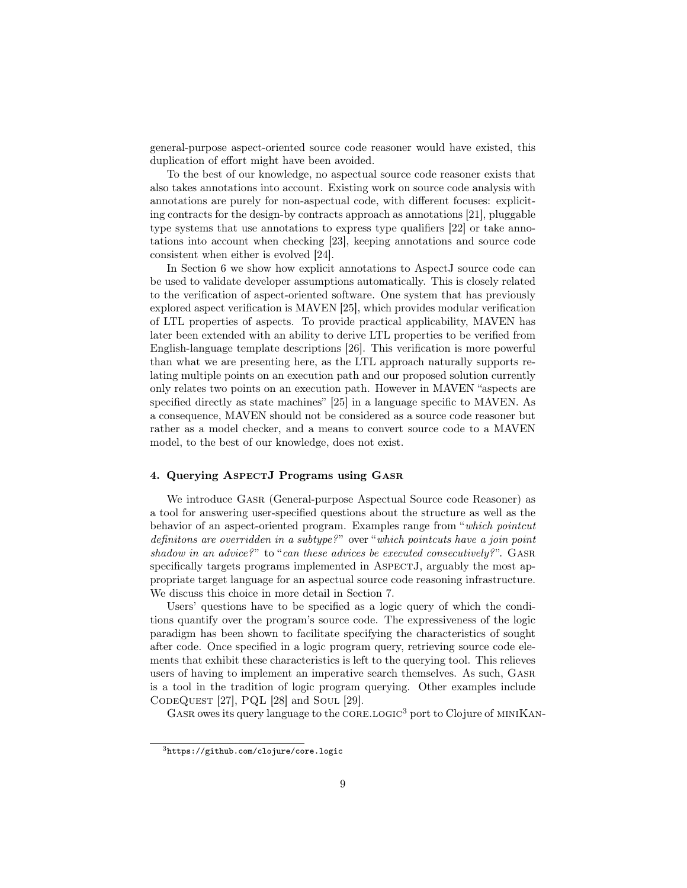general-purpose aspect-oriented source code reasoner would have existed, this duplication of effort might have been avoided.

To the best of our knowledge, no aspectual source code reasoner exists that also takes annotations into account. Existing work on source code analysis with annotations are purely for non-aspectual code, with different focuses: expliciting contracts for the design-by contracts approach as annotations [21], pluggable type systems that use annotations to express type qualifiers [22] or take annotations into account when checking [23], keeping annotations and source code consistent when either is evolved [24].

In Section 6 we show how explicit annotations to AspectJ source code can be used to validate developer assumptions automatically. This is closely related to the verification of aspect-oriented software. One system that has previously explored aspect verification is MAVEN [25], which provides modular verification of LTL properties of aspects. To provide practical applicability, MAVEN has later been extended with an ability to derive LTL properties to be verified from English-language template descriptions [26]. This verification is more powerful than what we are presenting here, as the LTL approach naturally supports relating multiple points on an execution path and our proposed solution currently only relates two points on an execution path. However in MAVEN "aspects are specified directly as state machines" [25] in a language specific to MAVEN. As a consequence, MAVEN should not be considered as a source code reasoner but rather as a model checker, and a means to convert source code to a MAVEN model, to the best of our knowledge, does not exist.

## 4. Querying AspectJ Programs using Gasr

We introduce Gasr (General-purpose Aspectual Source code Reasoner) as a tool for answering user-specified questions about the structure as well as the behavior of an aspect-oriented program. Examples range from "*which pointcut definitons are overridden in a subtype?*" over "*which pointcuts have a join point shadow in an advice?*" to "*can these advices be executed consecutively?*". Gasr specifically targets programs implemented in AspectJ, arguably the most appropriate target language for an aspectual source code reasoning infrastructure. We discuss this choice in more detail in Section 7.

Users' questions have to be specified as a logic query of which the conditions quantify over the program's source code. The expressiveness of the logic paradigm has been shown to facilitate specifying the characteristics of sought after code. Once specified in a logic program query, retrieving source code elements that exhibit these characteristics is left to the querying tool. This relieves users of having to implement an imperative search themselves. As such, Gasr is a tool in the tradition of logic program querying. Other examples include CodeQuest [27], PQL [28] and Soul [29].

Gasr owes its query language to the core.logic[3] port to Clojure of miniKan-

[3] https://github.com/clojure/core.logic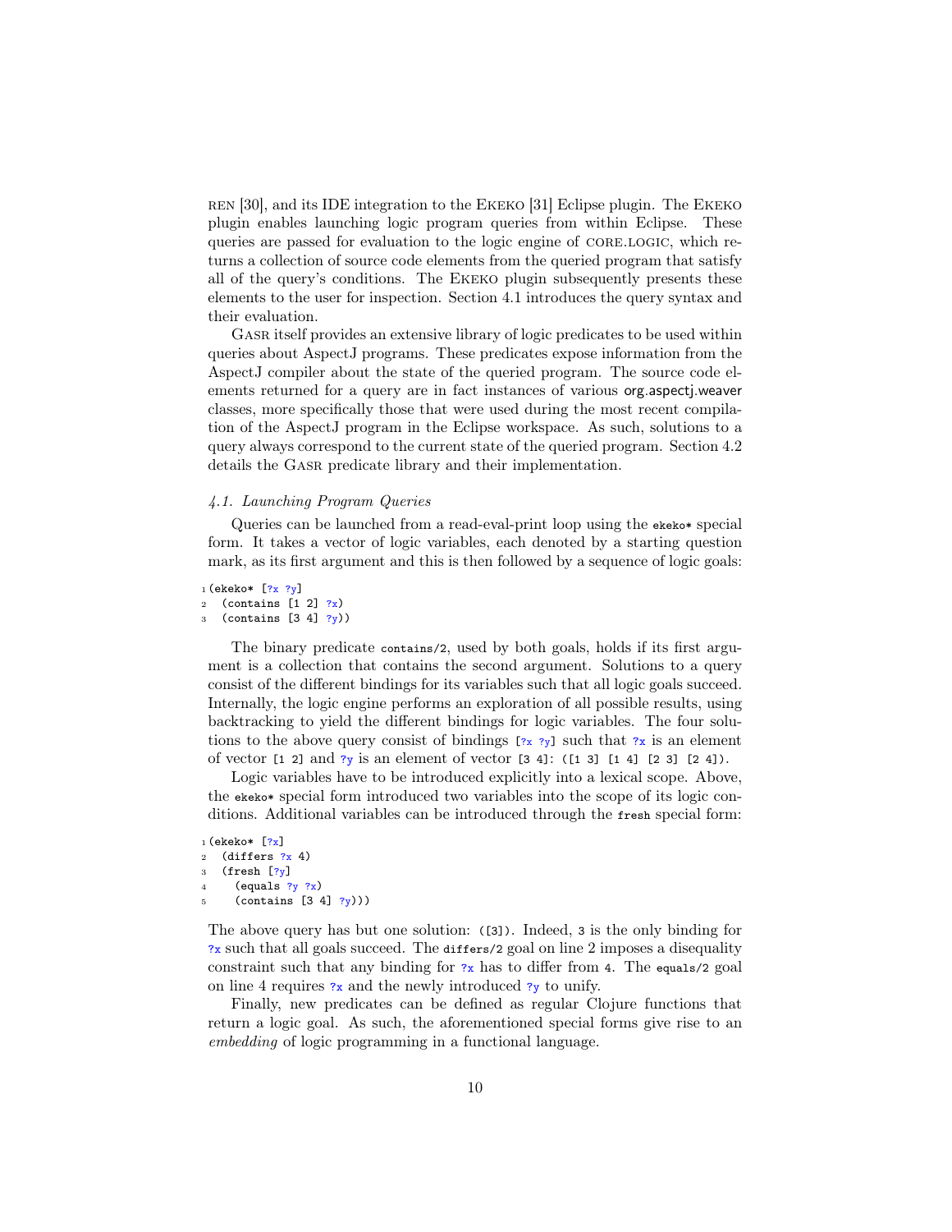REN [30], and its IDE integration to the EKEKO [31] Eclipse plugin. The EKEKO plugin enables launching logic program queries from within Eclipse. These queries are passed for evaluation to the logic engine of CORE.LOGIC, which returns a collection of source code elements from the queried program that satisfy all of the query's conditions. The EKEKO plugin subsequently presents these elements to the user for inspection. Section 4.1 introduces the query syntax and their evaluation.

GASR itself provides an extensive library of logic predicates to be used within queries about AspectJ programs. These predicates expose information from the AspectJ compiler about the state of the queried program. The source code elements returned for a query are in fact instances of various org.aspectj.weaver classes, more specifically those that were used during the most recent compilation of the AspectJ program in the Eclipse workspace. As such, solutions to a query always correspond to the current state of the queried program. Section 4.2 details the GASR predicate library and their implementation.

### *4.1. Launching Program Queries*

Queries can be launched from a read-eval-print loop using the `ekeko*` special form. It takes a vector of logic variables, each denoted by a starting question mark, as its first argument and this is then followed by a sequence of logic goals:

```
1 (ekeko* [?x ?y]
2   (contains [1 2] ?x)
3   (contains [3 4] ?y))
```

The binary predicate `contains/2`, used by both goals, holds if its first argument is a collection that contains the second argument. Solutions to a query consist of the different bindings for its variables such that all logic goals succeed. Internally, the logic engine performs an exploration of all possible results, using backtracking to yield the different bindings for logic variables. The four solutions to the above query consist of bindings `[?x ?y]` such that `?x` is an element of vector `[1 2]` and `?y` is an element of vector `[3 4]`: `([1 3] [1 4] [2 3] [2 4])`.

Logic variables have to be introduced explicitly into a lexical scope. Above, the `ekeko*` special form introduced two variables into the scope of its logic conditions. Additional variables can be introduced through the `fresh` special form:

```
1 (ekeko* [?x]
2   (differs ?x 4)
3   (fresh [?y]
4     (equals ?y ?x)
5     (contains [3 4] ?y)))
```

The above query has but one solution: `([3])`. Indeed, `3` is the only binding for `?x` such that all goals succeed. The `differs/2` goal on line 2 imposes a disequality constraint such that any binding for `?x` has to differ from `4`. The `equals/2` goal on line 4 requires `?x` and the newly introduced `?y` to unify.

Finally, new predicates can be defined as regular Clojure functions that return a logic goal. As such, the aforementioned special forms give rise to an *embedding* of logic programming in a functional language.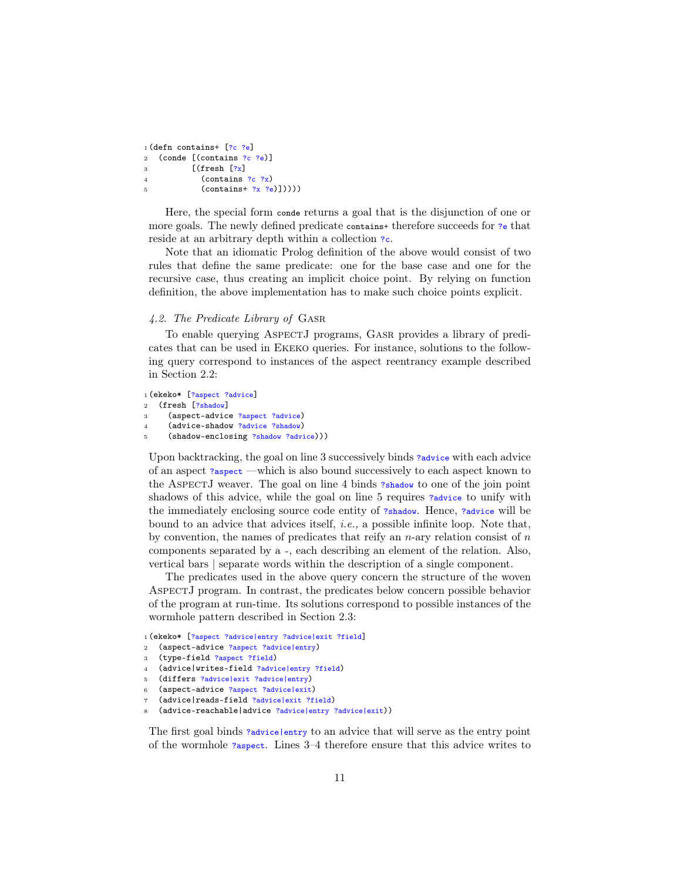```
(defn contains+ [?c ?e]
  (conde [(contains ?c ?e)]
         [(fresh [?x]
           (contains ?c ?x)
           (contains+ ?x ?e)])))
```

Here, the special form `conde` returns a goal that is the disjunction of one or more goals. The newly defined predicate `contains+` therefore succeeds for `?e` that reside at an arbitrary depth within a collection `?c`.

Note that an idiomatic Prolog definition of the above would consist of two rules that define the same predicate: one for the base case and one for the recursive case, thus creating an implicit choice point. By relying on function definition, the above implementation has to make such choice points explicit.

### *4.2. The Predicate Library of* Gasr

To enable querying AspectJ programs, Gasr provides a library of predicates that can be used in Ekeko queries. For instance, solutions to the following query correspond to instances of the aspect reentrancy example described in Section 2.2:

```
(ekeko* [?aspect ?advice]
  (fresh [?shadow]
    (aspect-advice ?aspect ?advice)
    (advice-shadow ?advice ?shadow)
    (shadow-enclosing ?shadow ?advice)))
```

Upon backtracking, the goal on line 3 successively binds `?advice` with each advice of an aspect `?aspect` —which is also bound successively to each aspect known to the AspectJ weaver. The goal on line 4 binds `?shadow` to one of the join point shadows of this advice, while the goal on line 5 requires `?advice` to unify with the immediately enclosing source code entity of `?shadow`. Hence, `?advice` will be bound to an advice that advices itself, *i.e.,* a possible infinite loop. Note that, by convention, the names of predicates that reify an $n$-ary relation consist of $n$ components separated by a -, each describing an element of the relation. Also, vertical bars | separate words within the description of a single component.

The predicates used in the above query concern the structure of the woven AspectJ program. In contrast, the predicates below concern possible behavior of the program at run-time. Its solutions correspond to possible instances of the wormhole pattern described in Section 2.3:

```
(ekeko* [?aspect ?advice|entry ?advice|exit ?field]
  (aspect-advice ?aspect ?advice|entry)
  (type-field ?aspect ?field)
  (advice|writes-field ?advice|entry ?field)
  (differs ?advice|exit ?advice|entry)
  (aspect-advice ?aspect ?advice|exit)
  (advice|reads-field ?advice|exit ?field)
  (advice-reachable|advice ?advice|entry ?advice|exit))
```

The first goal binds `?advice|entry` to an advice that will serve as the entry point of the wormhole `?aspect`. Lines 3–4 therefore ensure that this advice writes to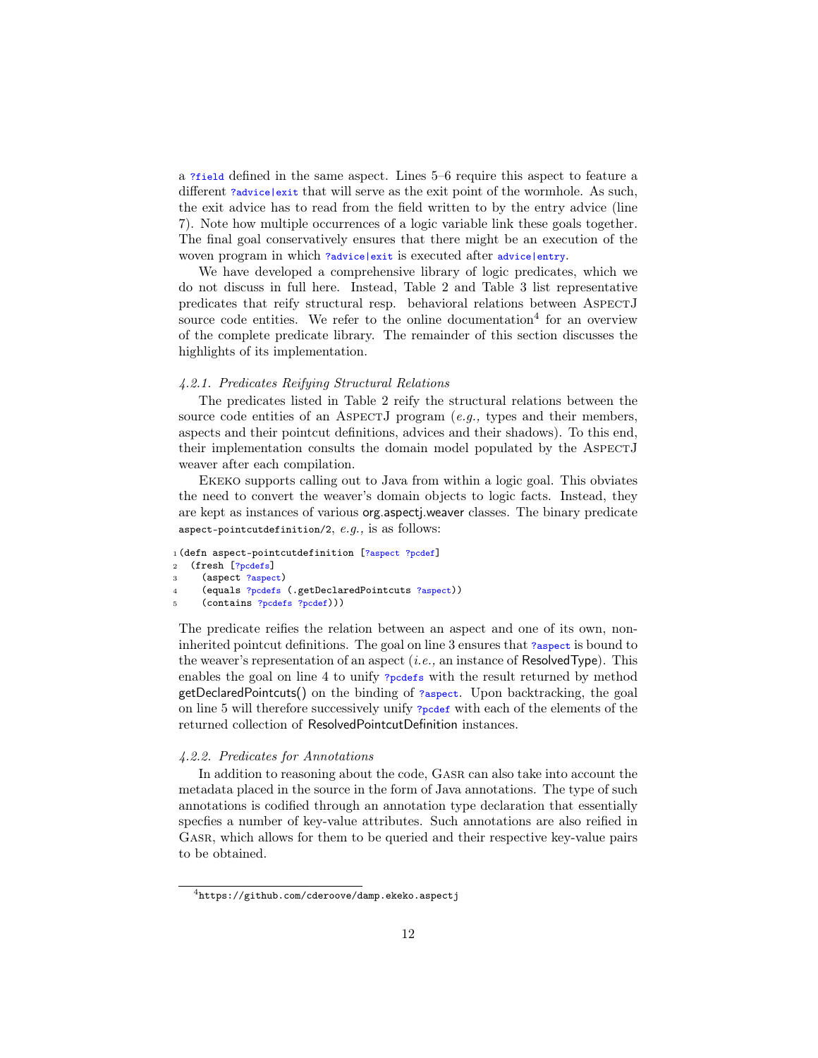a `?field` defined in the same aspect. Lines 5–6 require this aspect to feature a different `?advice|exit` that will serve as the exit point of the wormhole. As such, the exit advice has to read from the field written to by the entry advice (line 7). Note how multiple occurrences of a logic variable link these goals together. The final goal conservatively ensures that there might be an execution of the woven program in which `?advice|exit` is executed after `advice|entry`.

We have developed a comprehensive library of logic predicates, which we do not discuss in full here. Instead, Table 2 and Table 3 list representative predicates that reify structural resp. behavioral relations between AspectJ source code entities. We refer to the online documentation[4] for an overview of the complete predicate library. The remainder of this section discusses the highlights of its implementation.

#### *4.2.1. Predicates Reifying Structural Relations*

The predicates listed in Table 2 reify the structural relations between the source code entities of an AspectJ program (*e.g.,* types and their members, aspects and their pointcut definitions, advices and their shadows). To this end, their implementation consults the domain model populated by the AspectJ weaver after each compilation.

Ekeko supports calling out to Java from within a logic goal. This obviates the need to convert the weaver's domain objects to logic facts. Instead, they are kept as instances of various org.aspectj.weaver classes. The binary predicate `aspect-pointcutdefinition/2`, *e.g.,* is as follows:

```
1 (defn aspect-pointcutdefinition [?aspect ?pcdef]
2   (fresh [?pcdefs]
3     (aspect ?aspect)
4     (equals ?pcdefs (.getDeclaredPointcuts ?aspect))
5     (contains ?pcdefs ?pcdef)))
```

The predicate reifies the relation between an aspect and one of its own, non-inherited pointcut definitions. The goal on line 3 ensures that `?aspect` is bound to the weaver's representation of an aspect (*i.e.,* an instance of ResolvedType). This enables the goal on line 4 to unify `?pcdefs` with the result returned by method getDeclaredPointcuts() on the binding of `?aspect`. Upon backtracking, the goal on line 5 will therefore successively unify `?pcdef` with each of the elements of the returned collection of ResolvedPointcutDefinition instances.

#### *4.2.2. Predicates for Annotations*

In addition to reasoning about the code, Gasr can also take into account the metadata placed in the source in the form of Java annotations. The type of such annotations is codified through an annotation type declaration that essentially specfies a number of key-value attributes. Such annotations are also reified in Gasr, which allows for them to be queried and their respective key-value pairs to be obtained.

[4] https://github.com/cderoove/damp.ekeko.aspectj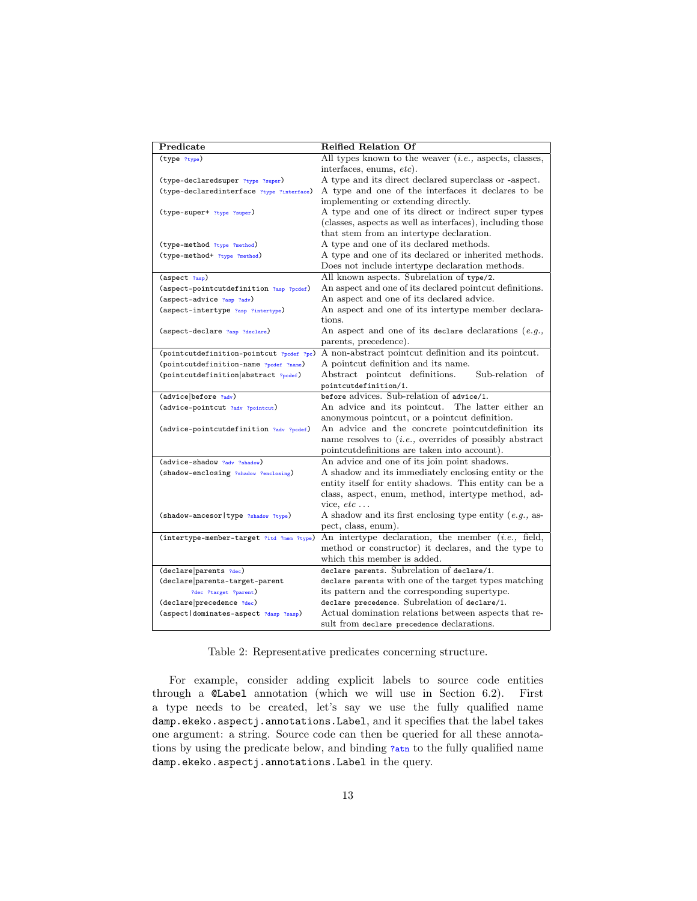| Predicate | Reified Relation Of |
|---|---|
| (type ?type) | All types known to the weaver (*i.e.,* aspects, classes, interfaces, enums, *etc*). |
| (type-declaredsuper ?type ?super) | A type and its direct declared superclass or -aspect. |
| (type-declaredinterface ?type ?interface) | A type and one of the interfaces it declares to be implementing or extending directly. |
| (type-super+ ?type ?super) | A type and one of its direct or indirect super types (classes, aspects as well as interfaces), including those that stem from an intertype declaration. |
| (type-method ?type ?method) | A type and one of its declared methods. |
| (type-method+ ?type ?method) | A type and one of its declared or inherited methods. Does not include intertype declaration methods. |
| (aspect ?asp) | All known aspects. Subrelation of `type/2`. |
| (aspect-pointcutdefinition ?asp ?pcdef) | An aspect and one of its declared pointcut definitions. |
| (aspect-advice ?asp ?adv) | An aspect and one of its declared advice. |
| (aspect-intertype ?asp ?intertype) | An aspect and one of its intertype member declarations. |
| (aspect-declare ?asp ?declare) | An aspect and one of its `declare` declarations (*e.g.,* parents, precedence). |
| (pointcutdefinition-pointcut ?pcdef ?pc) | A non-abstract pointcut definition and its pointcut. |
| (pointcutdefinition-name ?pcdef ?name) | A pointcut definition and its name. |
| (pointcutdefinition\|abstract ?pcdef) | Abstract pointcut definitions. Sub-relation of `pointcutdefinition/1`. |
| (advice\|before ?adv) | `before` advices. Sub-relation of `advice/1`. |
| (advice-pointcut ?adv ?pointcut) | An advice and its pointcut. The latter either an anonymous pointcut, or a pointcut definition. |
| (advice-pointcutdefinition ?adv ?pcdef) | An advice and the concrete pointcutdefinition its name resolves to (*i.e.,* overrides of possibly abstract pointcutdefinitions are taken into account). |
| (advice-shadow ?adv ?shadow) | An advice and one of its join point shadows. |
| (shadow-enclosing ?shadow ?enclosing) | A shadow and its immediately enclosing entity or the entity itself for entity shadows. This entity can be a class, aspect, enum, method, intertype method, advice, *etc* ... |
| (shadow-ancesor\|type ?shadow ?type) | A shadow and its first enclosing type entity (*e.g.,* aspect, class, enum). |
| (intertype-member-target ?itd ?mem ?type) | An intertype declaration, the member (*i.e.,* field, method or constructor) it declares, and the type to which this member is added. |
| (declare\|parents ?dec) | `declare parents`. Subrelation of `declare/1`. |
| (declare\|parents-target-parent ?dec ?target ?parent) | `declare parents` with one of the target types matching its pattern and the corresponding supertype. |
| (declare\|precedence ?dec) | `declare precedence`. Subrelation of `declare/1`. |
| (aspect\|dominates-aspect ?dasp ?sasp) | Actual domination relations between aspects that result from `declare precedence` declarations. |

Table 2: Representative predicates concerning structure.

For example, consider adding explicit labels to source code entities through a `@Label` annotation (which we will use in Section 6.2). First a type needs to be created, let's say we use the fully qualified name `damp.ekeko.aspectj.annotations.Label`, and it specifies that the label takes one argument: a string. Source code can then be queried for all these annotations by using the predicate below, and binding `?atn` to the fully qualified name `damp.ekeko.aspectj.annotations.Label` in the query.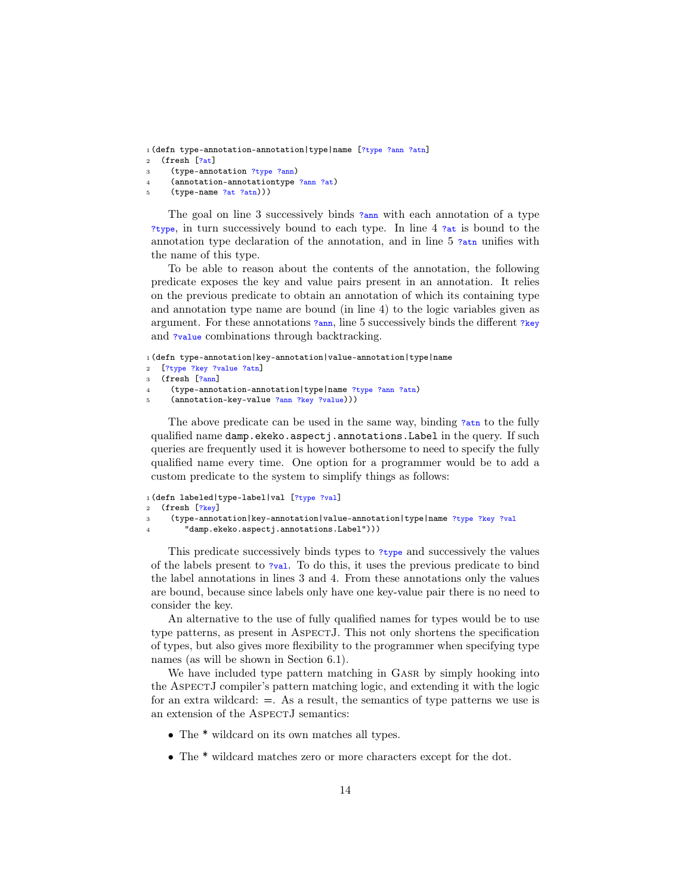```
1 (defn type-annotation-annotation|type|name [?type ?ann ?atn]
2   (fresh [?at]
3     (type-annotation ?type ?ann)
4     (annotation-annotationtype ?ann ?at)
5     (type-name ?at ?atn)))
```

The goal on line 3 successively binds `?ann` with each annotation of a type `?type`, in turn successively bound to each type. In line 4 `?at` is bound to the annotation type declaration of the annotation, and in line 5 `?atn` unifies with the name of this type.

To be able to reason about the contents of the annotation, the following predicate exposes the key and value pairs present in an annotation. It relies on the previous predicate to obtain an annotation of which its containing type and annotation type name are bound (in line 4) to the logic variables given as argument. For these annotations `?ann`, line 5 successively binds the different `?key` and `?value` combinations through backtracking.

```
1 (defn type-annotation|key-annotation|value-annotation|type|name
2   [?type ?key ?value ?atn]
3   (fresh [?ann]
4     (type-annotation-annotation|type|name ?type ?ann ?atn)
5     (annotation-key-value ?ann ?key ?value)))
```

The above predicate can be used in the same way, binding `?atn` to the fully qualified name `damp.ekeko.aspectj.annotations.Label` in the query. If such queries are frequently used it is however bothersome to need to specify the fully qualified name every time. One option for a programmer would be to add a custom predicate to the system to simplify things as follows:

```
1 (defn labeled|type-label|val [?type ?val]
2   (fresh [?key]
3     (type-annotation|key-annotation|value-annotation|type|name ?type ?key ?val
4       "damp.ekeko.aspectj.annotations.Label")))
```

This predicate successively binds types to `?type` and successively the values of the labels present to `?val`. To do this, it uses the previous predicate to bind the label annotations in lines 3 and 4. From these annotations only the values are bound, because since labels only have one key-value pair there is no need to consider the key.

An alternative to the use of fully qualified names for types would be to use type patterns, as present in AspectJ. This not only shortens the specification of types, but also gives more flexibility to the programmer when specifying type names (as will be shown in Section 6.1).

We have included type pattern matching in Gasr by simply hooking into the AspectJ compiler's pattern matching logic, and extending it with the logic for an extra wildcard: `=`. As a result, the semantics of type patterns we use is an extension of the AspectJ semantics:

- The `*` wildcard on its own matches all types.
- The `*` wildcard matches zero or more characters except for the dot.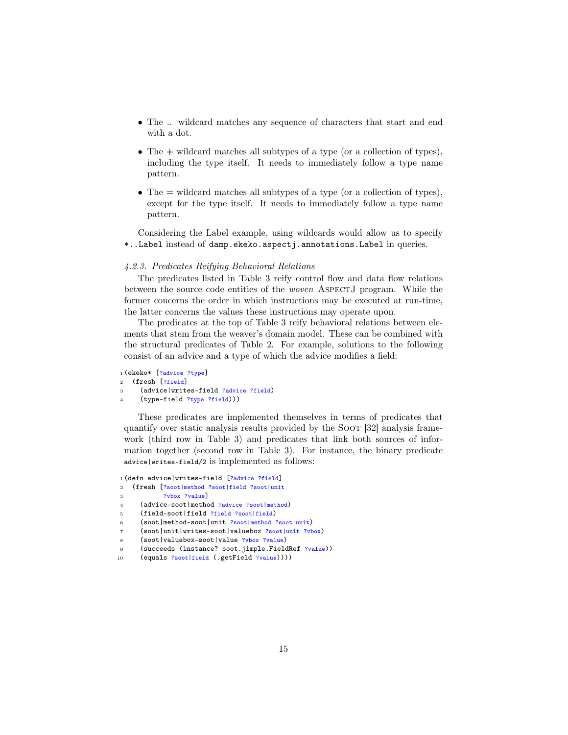- The .. wildcard matches any sequence of characters that start and end with a dot.
- The + wildcard matches all subtypes of a type (or a collection of types), including the type itself. It needs to immediately follow a type name pattern.
- The = wildcard matches all subtypes of a type (or a collection of types), except for the type itself. It needs to immediately follow a type name pattern.

Considering the Label example, using wildcards would allow us to specify `*..Label` instead of `damp.ekeko.aspectj.annotations.Label` in queries.

#### *4.2.3. Predicates Reifying Behavioral Relations*

The predicates listed in Table 3 reify control flow and data flow relations between the source code entities of the *woven* AspectJ program. While the former concerns the order in which instructions may be executed at run-time, the latter concerns the values these instructions may operate upon.

The predicates at the top of Table 3 reify behavioral relations between elements that stem from the weaver's domain model. These can be combined with the structural predicates of Table 2. For example, solutions to the following consist of an advice and a type of which the advice modifies a field:

```
1 (ekeko* [?advice ?type]
2   (fresh [?field]
3     (advice|writes-field ?advice ?field)
4     (type-field ?type ?field)))
```

These predicates are implemented themselves in terms of predicates that quantify over static analysis results provided by the Soot [32] analysis framework (third row in Table 3) and predicates that link both sources of information together (second row in Table 3). For instance, the binary predicate `advice|writes-field/2` is implemented as follows:

```
1 (defn advice|writes-field [?advice ?field]
2   (fresh [?soot|method ?soot|field ?soot|unit
3           ?vbox ?value]
4     (advice-soot|method ?advice ?soot|method)
5     (field-soot|field ?field ?soot|field)
6     (soot|method-soot|unit ?soot|method ?soot|unit)
7     (soot|unit|writes-soot|valuebox ?soot|unit ?vbox)
8     (soot|valuebox-soot|value ?vbox ?value)
9     (succeeds (instance? soot.jimple.FieldRef ?value))
10    (equals ?soot|field (.getField ?value))))
```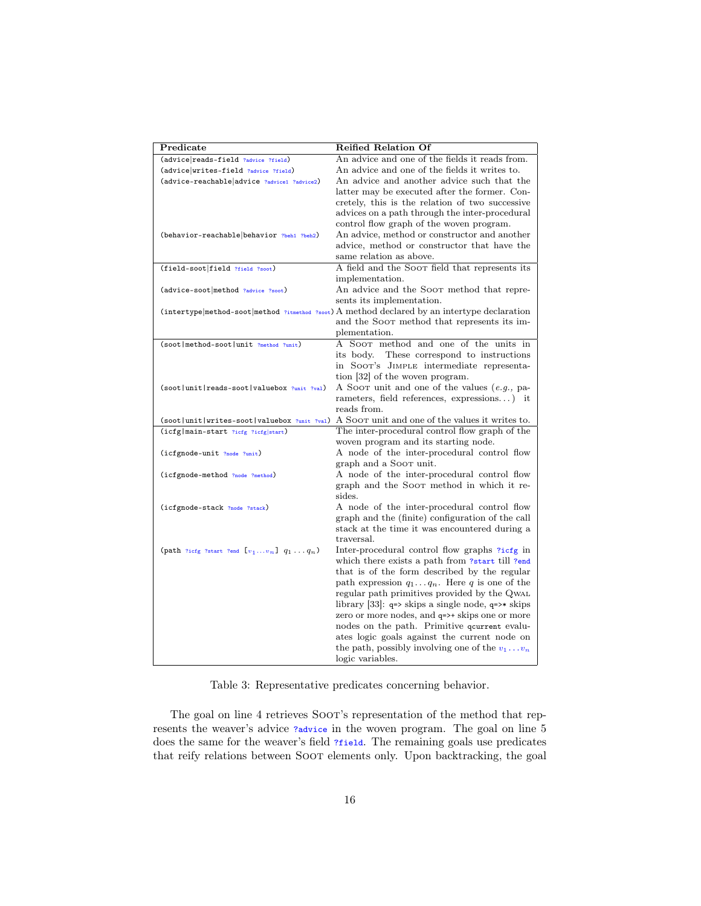| Predicate | Reified Relation Of |
|---|---|
| (advice\|reads-field ?advice ?field) | An advice and one of the fields it reads from. |
| (advice\|writes-field ?advice ?field) | An advice and one of the fields it writes to. |
| (advice-reachable\|advice ?advice1 ?advice2) | An advice and another advice such that the latter may be executed after the former. Concretely, this is the relation of two successive advices on a path through the inter-procedural control flow graph of the woven program. |
| (behavior-reachable\|behavior ?beh1 ?beh2) | An advice, method or constructor and another advice, method or constructor that have the same relation as above. |
| (field-soot\|field ?field ?soot) | A field and the Soot field that represents its implementation. |
| (advice-soot\|method ?advice ?soot) | An advice and the Soot method that represents its implementation. |
| (intertype\|method-soot\|method ?itmethod ?soot) | A method declared by an intertype declaration and the Soot method that represents its implementation. |
| (soot\|method-soot\|unit ?method ?unit) | A Soot method and one of the units in its body. These correspond to instructions in Soot's Jimple intermediate representation [32] of the woven program. |
| (soot\|unit\|reads-soot\|valuebox ?unit ?val) | A Soot unit and one of the values (*e.g.*, parameters, field references, expressions...) it reads from. |
| (soot\|unit\|writes-soot\|valuebox ?unit ?val) | A Soot unit and one of the values it writes to. |
| (icfg\|main-start ?icfg ?icfg\|start) | The inter-procedural control flow graph of the woven program and its starting node. |
| (icfgnode-unit ?node ?unit) | A node of the inter-procedural control flow graph and a Soot unit. |
| (icfgnode-method ?node ?method) | A node of the inter-procedural control flow graph and the Soot method in which it resides. |
| (icfgnode-stack ?node ?stack) | A node of the inter-procedural control flow graph and the (finite) configuration of the call stack at the time it was encountered during a traversal. |
| (path ?icfg ?start ?end [$v_1 \dots v_n$] $q_1 \dots q_n$) | Inter-procedural control flow graphs ?icfg in which there exists a path from ?start till ?end that is of the form described by the regular path expression $q_1 \dots q_n$. Here $q$ is one of the regular path primitives provided by the Qwal library [33]: q=> skips a single node, q=>* skips zero or more nodes, and q=>+ skips one or more nodes on the path. Primitive qcurrent evaluates logic goals against the current node on the path, possibly involving one of the $v_1 \dots v_n$ logic variables. |

Table 3: Representative predicates concerning behavior.

The goal on line 4 retrieves Soot's representation of the method that represents the weaver's advice ?advice in the woven program. The goal on line 5 does the same for the weaver's field ?field. The remaining goals use predicates that reify relations between Soot elements only. Upon backtracking, the goal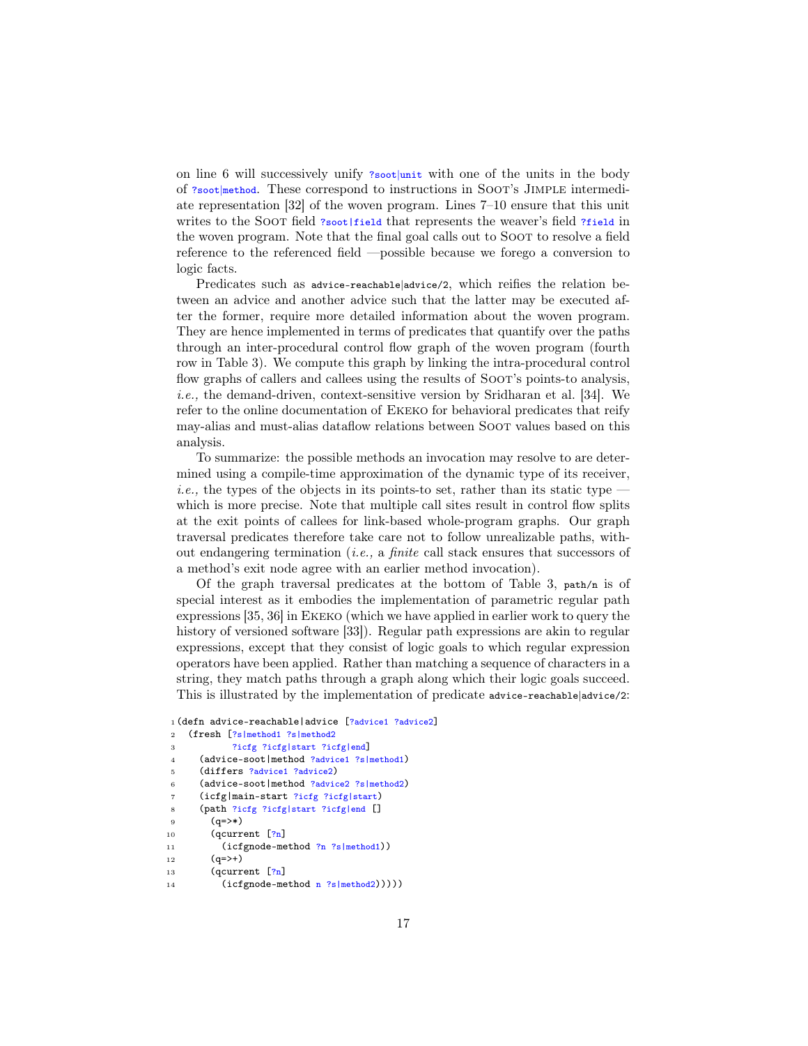on line 6 will successively unify `?soot|unit` with one of the units in the body of `?soot|method`. These correspond to instructions in Soot's Jimple intermediate representation [32] of the woven program. Lines 7–10 ensure that this unit writes to the Soot field `?soot|field` that represents the weaver's field `?field` in the woven program. Note that the final goal calls out to Soot to resolve a field reference to the referenced field —possible because we forego a conversion to logic facts.

Predicates such as `advice-reachable|advice/2`, which reifies the relation between an advice and another advice such that the latter may be executed after the former, require more detailed information about the woven program. They are hence implemented in terms of predicates that quantify over the paths through an inter-procedural control flow graph of the woven program (fourth row in Table 3). We compute this graph by linking the intra-procedural control flow graphs of callers and callees using the results of Soot's points-to analysis, *i.e.,* the demand-driven, context-sensitive version by Sridharan et al. [34]. We refer to the online documentation of Ekeko for behavioral predicates that reify may-alias and must-alias dataflow relations between Soot values based on this analysis.

To summarize: the possible methods an invocation may resolve to are determined using a compile-time approximation of the dynamic type of its receiver, *i.e.,* the types of the objects in its points-to set, rather than its static type — which is more precise. Note that multiple call sites result in control flow splits at the exit points of callees for link-based whole-program graphs. Our graph traversal predicates therefore take care not to follow unrealizable paths, without endangering termination (*i.e.,* a *finite* call stack ensures that successors of a method's exit node agree with an earlier method invocation).

Of the graph traversal predicates at the bottom of Table 3, `path/n` is of special interest as it embodies the implementation of parametric regular path expressions [35, 36] in Ekeko (which we have applied in earlier work to query the history of versioned software [33]). Regular path expressions are akin to regular expressions, except that they consist of logic goals to which regular expression operators have been applied. Rather than matching a sequence of characters in a string, they match paths through a graph along which their logic goals succeed. This is illustrated by the implementation of predicate `advice-reachable|advice/2`:

```
1 (defn advice-reachable|advice [?advice1 ?advice2]
2   (fresh [?s|method1 ?s|method2
3           ?icfg ?icfg|start ?icfg|end]
4     (advice-soot|method ?advice1 ?s|method1)
5     (differs ?advice1 ?advice2)
6     (advice-soot|method ?advice2 ?s|method2)
7     (icfg|main-start ?icfg ?icfg|start)
8     (path ?icfg ?icfg|start ?icfg|end []
9       (q=>*)
10      (qcurrent [?n]
11        (icfgnode-method ?n ?s|method1))
12      (q=>+)
13      (qcurrent [?n]
14        (icfgnode-method n ?s|method2)))))
```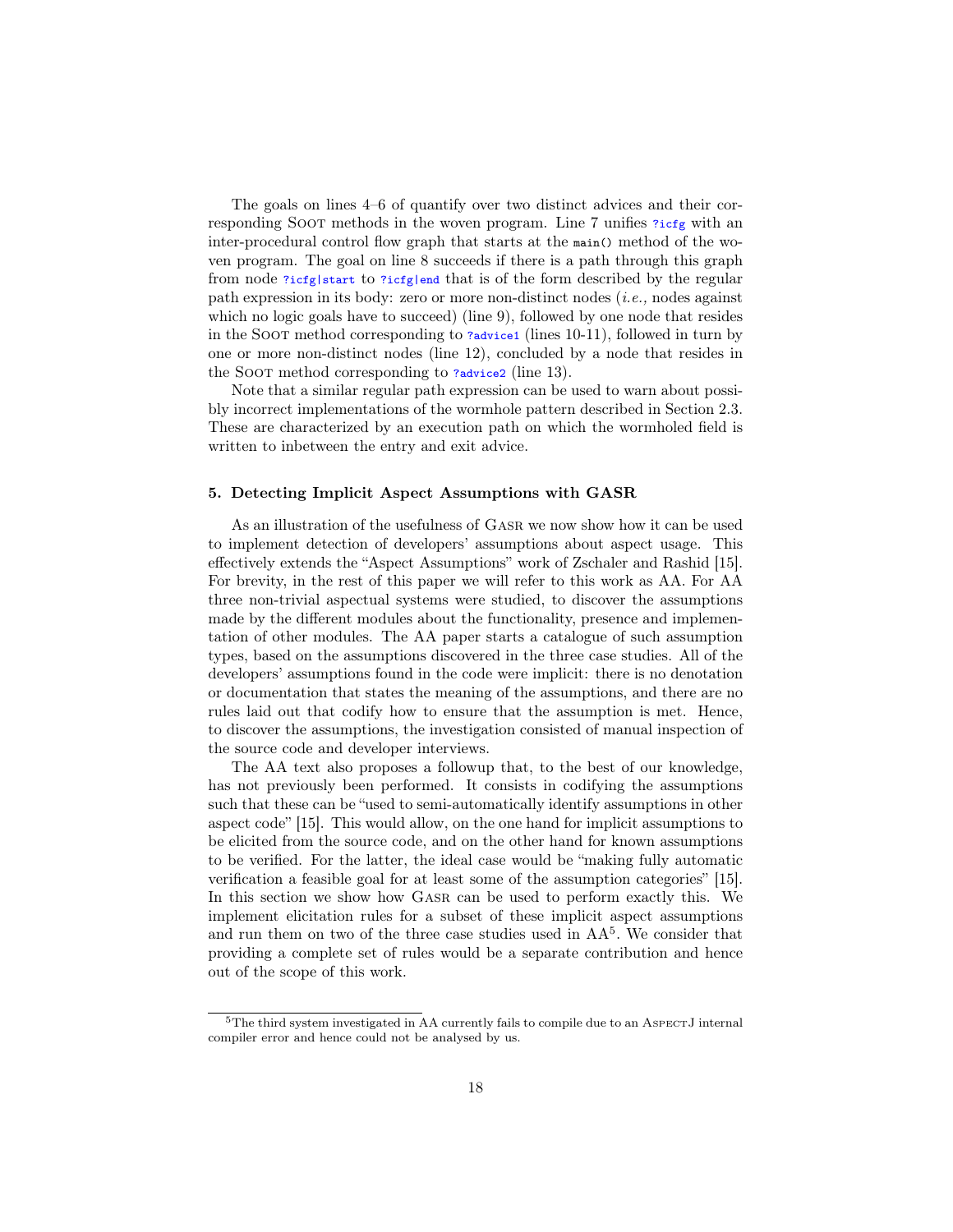The goals on lines 4–6 of quantify over two distinct advices and their corresponding SOOT methods in the woven program. Line 7 unifies `?icfg` with an inter-procedural control flow graph that starts at the `main()` method of the woven program. The goal on line 8 succeeds if there is a path through this graph from node `?icfg|start` to `?icfg|end` that is of the form described by the regular path expression in its body: zero or more non-distinct nodes (*i.e.,* nodes against which no logic goals have to succeed) (line 9), followed by one node that resides in the SOOT method corresponding to `?advice1` (lines 10-11), followed in turn by one or more non-distinct nodes (line 12), concluded by a node that resides in the SOOT method corresponding to `?advice2` (line 13).

Note that a similar regular path expression can be used to warn about possibly incorrect implementations of the wormhole pattern described in Section 2.3. These are characterized by an execution path on which the wormholed field is written to inbetween the entry and exit advice.

## 5. Detecting Implicit Aspect Assumptions with GASR

As an illustration of the usefulness of GASR we now show how it can be used to implement detection of developers' assumptions about aspect usage. This effectively extends the "Aspect Assumptions" work of Zschaler and Rashid [15]. For brevity, in the rest of this paper we will refer to this work as AA. For AA three non-trivial aspectual systems were studied, to discover the assumptions made by the different modules about the functionality, presence and implementation of other modules. The AA paper starts a catalogue of such assumption types, based on the assumptions discovered in the three case studies. All of the developers' assumptions found in the code were implicit: there is no denotation or documentation that states the meaning of the assumptions, and there are no rules laid out that codify how to ensure that the assumption is met. Hence, to discover the assumptions, the investigation consisted of manual inspection of the source code and developer interviews.

The AA text also proposes a followup that, to the best of our knowledge, has not previously been performed. It consists in codifying the assumptions such that these can be "used to semi-automatically identify assumptions in other aspect code" [15]. This would allow, on the one hand for implicit assumptions to be elicited from the source code, and on the other hand for known assumptions to be verified. For the latter, the ideal case would be "making fully automatic verification a feasible goal for at least some of the assumption categories" [15]. In this section we show how GASR can be used to perform exactly this. We implement elicitation rules for a subset of these implicit aspect assumptions and run them on two of the three case studies used in AA[5]. We consider that providing a complete set of rules would be a separate contribution and hence out of the scope of this work.

[5] The third system investigated in AA currently fails to compile due to an ASPECTJ internal compiler error and hence could not be analysed by us.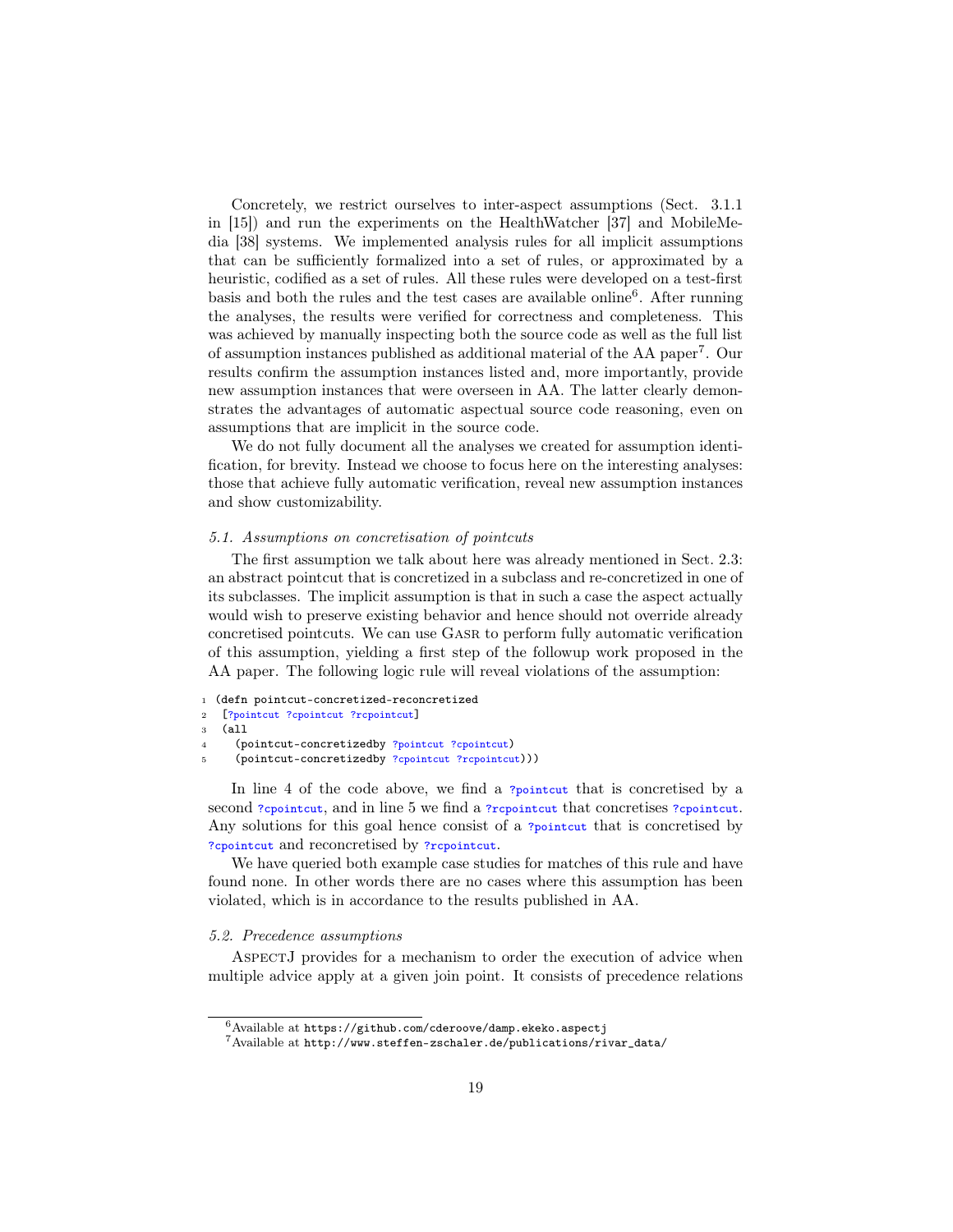Concretely, we restrict ourselves to inter-aspect assumptions (Sect. 3.1.1 in [15]) and run the experiments on the HealthWatcher [37] and MobileMedia [38] systems. We implemented analysis rules for all implicit assumptions that can be sufficiently formalized into a set of rules, or approximated by a heuristic, codified as a set of rules. All these rules were developed on a test-first basis and both the rules and the test cases are available online[6]. After running the analyses, the results were verified for correctness and completeness. This was achieved by manually inspecting both the source code as well as the full list of assumption instances published as additional material of the AA paper[7]. Our results confirm the assumption instances listed and, more importantly, provide new assumption instances that were overseen in AA. The latter clearly demonstrates the advantages of automatic aspectual source code reasoning, even on assumptions that are implicit in the source code.

We do not fully document all the analyses we created for assumption identification, for brevity. Instead we choose to focus here on the interesting analyses: those that achieve fully automatic verification, reveal new assumption instances and show customizability.

### 5.1. Assumptions on concretisation of pointcuts

The first assumption we talk about here was already mentioned in Sect. 2.3: an abstract pointcut that is concretized in a subclass and re-concretized in one of its subclasses. The implicit assumption is that in such a case the aspect actually would wish to preserve existing behavior and hence should not override already concretised pointcuts. We can use GASR to perform fully automatic verification of this assumption, yielding a first step of the followup work proposed in the AA paper. The following logic rule will reveal violations of the assumption:

```
1 (defn pointcut-concretized-reconcretized
2   [?pointcut ?cpointcut ?rcpointcut]
3   (all
4     (pointcut-concretizedby ?pointcut ?cpointcut)
5     (pointcut-concretizedby ?cpointcut ?rcpointcut)))
```

In line 4 of the code above, we find a `?pointcut` that is concretised by a second `?cpointcut`, and in line 5 we find a `?rcpointcut` that concretises `?cpointcut`. Any solutions for this goal hence consist of a `?pointcut` that is concretised by `?cpointcut` and reconcretised by `?rcpointcut`.

We have queried both example case studies for matches of this rule and have found none. In other words there are no cases where this assumption has been violated, which is in accordance to the results published in AA.

### 5.2. Precedence assumptions

AspectJ provides for a mechanism to order the execution of advice when multiple advice apply at a given join point. It consists of precedence relations

[6] Available at https://github.com/cderoove/damp.ekeko.aspectj

[7] Available at http://www.steffen-zschaler.de/publications/rivar_data/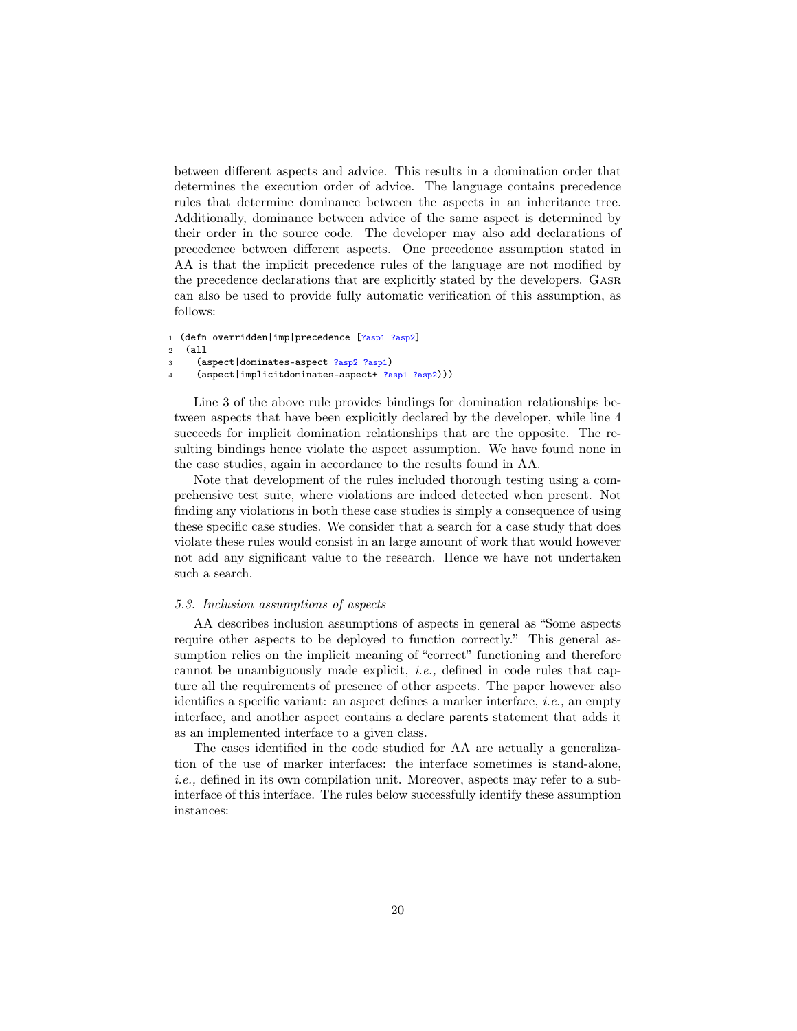between different aspects and advice. This results in a domination order that determines the execution order of advice. The language contains precedence rules that determine dominance between the aspects in an inheritance tree. Additionally, dominance between advice of the same aspect is determined by their order in the source code. The developer may also add declarations of precedence between different aspects. One precedence assumption stated in AA is that the implicit precedence rules of the language are not modified by the precedence declarations that are explicitly stated by the developers. Gasr can also be used to provide fully automatic verification of this assumption, as follows:

```
1 (defn overridden|imp|precedence [?asp1 ?asp2]
2  (all
3    (aspect|dominates-aspect ?asp2 ?asp1)
4    (aspect|implicitdominates-aspect+ ?asp1 ?asp2)))
```

Line 3 of the above rule provides bindings for domination relationships between aspects that have been explicitly declared by the developer, while line 4 succeeds for implicit domination relationships that are the opposite. The resulting bindings hence violate the aspect assumption. We have found none in the case studies, again in accordance to the results found in AA.

Note that development of the rules included thorough testing using a comprehensive test suite, where violations are indeed detected when present. Not finding any violations in both these case studies is simply a consequence of using these specific case studies. We consider that a search for a case study that does violate these rules would consist in an large amount of work that would however not add any significant value to the research. Hence we have not undertaken such a search.

### *5.3. Inclusion assumptions of aspects*

AA describes inclusion assumptions of aspects in general as "Some aspects require other aspects to be deployed to function correctly." This general assumption relies on the implicit meaning of "correct" functioning and therefore cannot be unambiguously made explicit, *i.e.,* defined in code rules that capture all the requirements of presence of other aspects. The paper however also identifies a specific variant: an aspect defines a marker interface, *i.e.,* an empty interface, and another aspect contains a declare parents statement that adds it as an implemented interface to a given class.

The cases identified in the code studied for AA are actually a generalization of the use of marker interfaces: the interface sometimes is stand-alone, *i.e.,* defined in its own compilation unit. Moreover, aspects may refer to a sub-interface of this interface. The rules below successfully identify these assumption instances: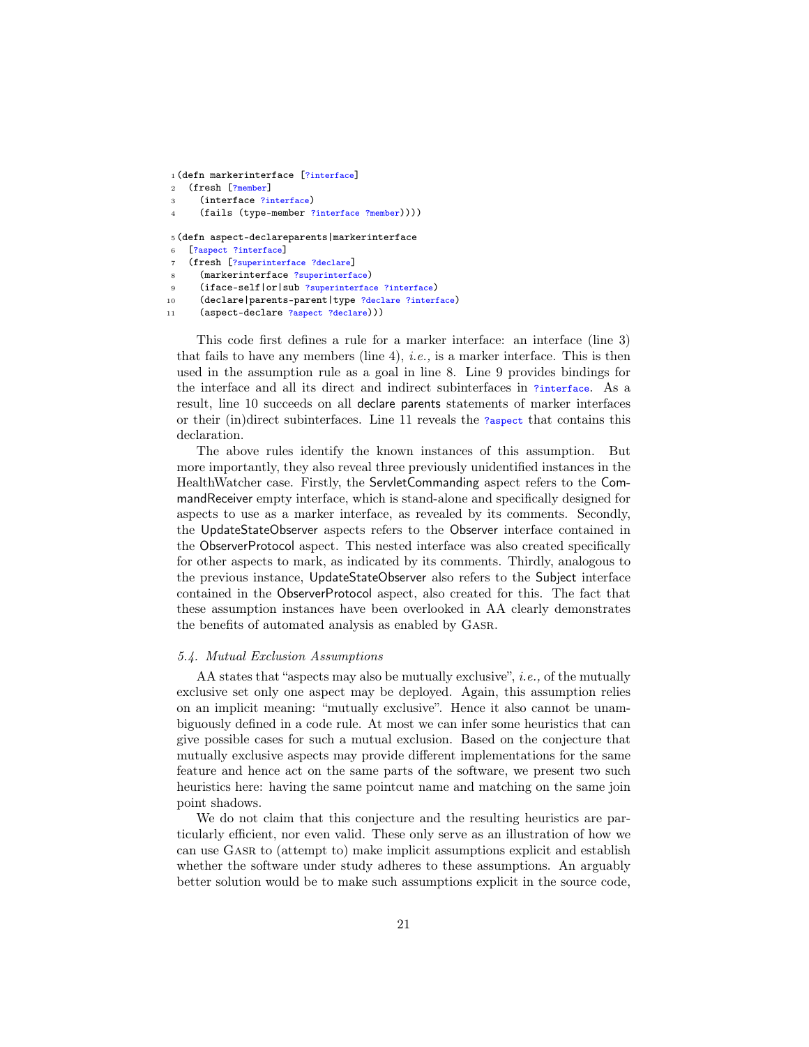```
1 (defn markerinterface [?interface]
2   (fresh [?member]
3     (interface ?interface)
4     (fails (type-member ?interface ?member))))

5 (defn aspect-declareparents|markerinterface
6   [?aspect ?interface]
7   (fresh [?superinterface ?declare]
8     (markerinterface ?superinterface)
9     (iface-self|or|sub ?superinterface ?interface)
10    (declare|parents-parent|type ?declare ?interface)
11    (aspect-declare ?aspect ?declare)))
```

This code first defines a rule for a marker interface: an interface (line 3) that fails to have any members (line 4), *i.e.,* is a marker interface. This is then used in the assumption rule as a goal in line 8. Line 9 provides bindings for the interface and all its direct and indirect subinterfaces in `?interface`. As a result, line 10 succeeds on all declare parents statements of marker interfaces or their (in)direct subinterfaces. Line 11 reveals the `?aspect` that contains this declaration.

The above rules identify the known instances of this assumption. But more importantly, they also reveal three previously unidentified instances in the HealthWatcher case. Firstly, the ServletCommanding aspect refers to the CommandReceiver empty interface, which is stand-alone and specifically designed for aspects to use as a marker interface, as revealed by its comments. Secondly, the UpdateStateObserver aspects refers to the Observer interface contained in the ObserverProtocol aspect. This nested interface was also created specifically for other aspects to mark, as indicated by its comments. Thirdly, analogous to the previous instance, UpdateStateObserver also refers to the Subject interface contained in the ObserverProtocol aspect, also created for this. The fact that these assumption instances have been overlooked in AA clearly demonstrates the benefits of automated analysis as enabled by Gasr.

### *5.4. Mutual Exclusion Assumptions*

AA states that "aspects may also be mutually exclusive", *i.e.,* of the mutually exclusive set only one aspect may be deployed. Again, this assumption relies on an implicit meaning: "mutually exclusive". Hence it also cannot be unambiguously defined in a code rule. At most we can infer some heuristics that can give possible cases for such a mutual exclusion. Based on the conjecture that mutually exclusive aspects may provide different implementations for the same feature and hence act on the same parts of the software, we present two such heuristics here: having the same pointcut name and matching on the same join point shadows.

We do not claim that this conjecture and the resulting heuristics are particularly efficient, nor even valid. These only serve as an illustration of how we can use Gasr to (attempt to) make implicit assumptions explicit and establish whether the software under study adheres to these assumptions. An arguably better solution would be to make such assumptions explicit in the source code,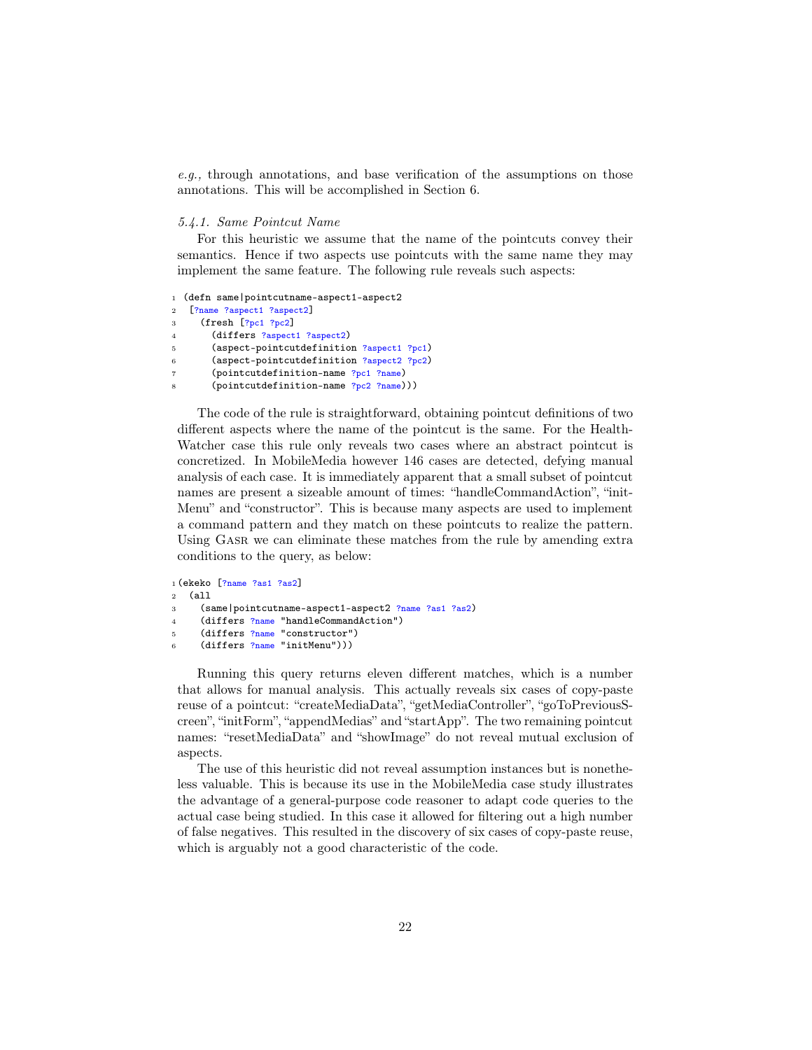*e.g.,* through annotations, and base verification of the assumptions on those annotations. This will be accomplished in Section 6.

#### *5.4.1. Same Pointcut Name*

For this heuristic we assume that the name of the pointcuts convey their semantics. Hence if two aspects use pointcuts with the same name they may implement the same feature. The following rule reveals such aspects:

```
1 (defn same|pointcutname-aspect1-aspect2
2  [?name ?aspect1 ?aspect2]
3    (fresh [?pc1 ?pc2]
4      (differs ?aspect1 ?aspect2)
5      (aspect-pointcutdefinition ?aspect1 ?pc1)
6      (aspect-pointcutdefinition ?aspect2 ?pc2)
7      (pointcutdefinition-name ?pc1 ?name)
8      (pointcutdefinition-name ?pc2 ?name)))
```

The code of the rule is straightforward, obtaining pointcut definitions of two different aspects where the name of the pointcut is the same. For the Health-Watcher case this rule only reveals two cases where an abstract pointcut is concretized. In MobileMedia however 146 cases are detected, defying manual analysis of each case. It is immediately apparent that a small subset of pointcut names are present a sizeable amount of times: "handleCommandAction", "initMenu" and "constructor". This is because many aspects are used to implement a command pattern and they match on these pointcuts to realize the pattern. Using Gasr we can eliminate these matches from the rule by amending extra conditions to the query, as below:

```
1 (ekeko [?name ?as1 ?as2]
2  (all
3    (same|pointcutname-aspect1-aspect2 ?name ?as1 ?as2)
4    (differs ?name "handleCommandAction")
5    (differs ?name "constructor")
6    (differs ?name "initMenu")))
```

Running this query returns eleven different matches, which is a number that allows for manual analysis. This actually reveals six cases of copy-paste reuse of a pointcut: "createMediaData", "getMediaController", "goToPreviousScreen", "initForm", "appendMedias" and "startApp". The two remaining pointcut names: "resetMediaData" and "showImage" do not reveal mutual exclusion of aspects.

The use of this heuristic did not reveal assumption instances but is nonetheless valuable. This is because its use in the MobileMedia case study illustrates the advantage of a general-purpose code reasoner to adapt code queries to the actual case being studied. In this case it allowed for filtering out a high number of false negatives. This resulted in the discovery of six cases of copy-paste reuse, which is arguably not a good characteristic of the code.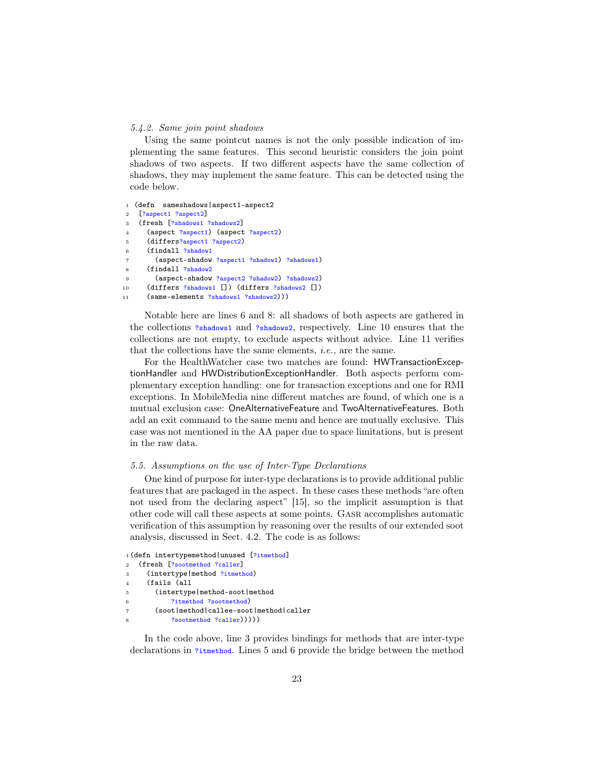#### 5.4.2. Same join point shadows

Using the same pointcut names is not the only possible indication of implementing the same features. This second heuristic considers the join point shadows of two aspects. If two different aspects have the same collection of shadows, they may implement the same feature. This can be detected using the code below.

```
1 (defn  sameshadows|aspect1-aspect2
2  [?aspect1 ?aspect2]
3  (fresh [?shadows1 ?shadows2]
4    (aspect ?aspect1) (aspect ?aspect2)
5    (differs?aspect1 ?aspect2)
6    (findall ?shadow1
7      (aspect-shadow ?aspect1 ?shadow1) ?shadows1)
8    (findall ?shadow2
9      (aspect-shadow ?aspect2 ?shadow2) ?shadows2)
10   (differs ?shadows1 []) (differs ?shadows2 [])
11   (same-elements ?shadows1 ?shadows2)))
```

Notable here are lines 6 and 8: all shadows of both aspects are gathered in the collections `?shadows1` and `?shadows2`, respectively. Line 10 ensures that the collections are not empty, to exclude aspects without advice. Line 11 verifies that the collections have the same elements, *i.e.,* are the same.

For the HealthWatcher case two matches are found: HWTransactionExceptionHandler and HWDistributionExceptionHandler. Both aspects perform complementary exception handling: one for transaction exceptions and one for RMI exceptions. In MobileMedia nine different matches are found, of which one is a mutual exclusion case: OneAlternativeFeature and TwoAlternativeFeatures. Both add an exit command to the same menu and hence are mutually exclusive. This case was not mentioned in the AA paper due to space limitations, but is present in the raw data.

### 5.5. Assumptions on the use of Inter-Type Declarations

One kind of purpose for inter-type declarations is to provide additional public features that are packaged in the aspect. In these cases these methods "are often not used from the declaring aspect" [15], so the implicit assumption is that other code will call these aspects at some points. Gasr accomplishes automatic verification of this assumption by reasoning over the results of our extended soot analysis, discussed in Sect. 4.2. The code is as follows:

```
1 (defn intertypemethod|unused [?itmethod]
2  (fresh [?sootmethod ?caller]
3    (intertype|method ?itmethod)
4    (fails (all
5      (intertype|method-soot|method
6          ?itmethod ?sootmethod)
7      (soot|method|callee-soot|method|caller
8          ?sootmethod ?caller)))))
```

In the code above, line 3 provides bindings for methods that are inter-type declarations in `?itmethod`. Lines 5 and 6 provide the bridge between the method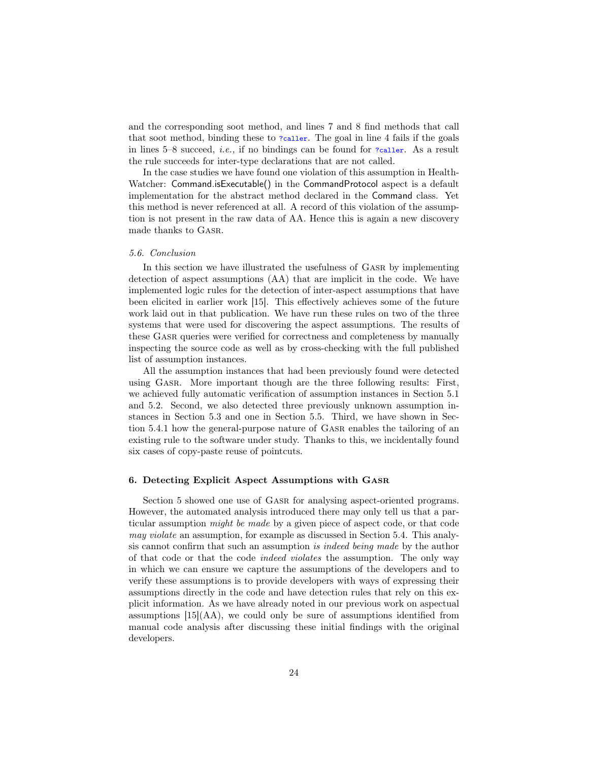and the corresponding soot method, and lines 7 and 8 find methods that call that soot method, binding these to `?caller`. The goal in line 4 fails if the goals in lines 5–8 succeed, *i.e.,* if no bindings can be found for `?caller`. As a result the rule succeeds for inter-type declarations that are not called.

In the case studies we have found one violation of this assumption in HealthWatcher: Command.isExecutable() in the CommandProtocol aspect is a default implementation for the abstract method declared in the Command class. Yet this method is never referenced at all. A record of this violation of the assumption is not present in the raw data of AA. Hence this is again a new discovery made thanks to Gasr.

### 5.6. Conclusion

In this section we have illustrated the usefulness of Gasr by implementing detection of aspect assumptions (AA) that are implicit in the code. We have implemented logic rules for the detection of inter-aspect assumptions that have been elicited in earlier work [15]. This effectively achieves some of the future work laid out in that publication. We have run these rules on two of the three systems that were used for discovering the aspect assumptions. The results of these Gasr queries were verified for correctness and completeness by manually inspecting the source code as well as by cross-checking with the full published list of assumption instances.

All the assumption instances that had been previously found were detected using Gasr. More important though are the three following results: First, we achieved fully automatic verification of assumption instances in Section 5.1 and 5.2. Second, we also detected three previously unknown assumption instances in Section 5.3 and one in Section 5.5. Third, we have shown in Section 5.4.1 how the general-purpose nature of Gasr enables the tailoring of an existing rule to the software under study. Thanks to this, we incidentally found six cases of copy-paste reuse of pointcuts.

## 6. Detecting Explicit Aspect Assumptions with Gasr

Section 5 showed one use of Gasr for analysing aspect-oriented programs. However, the automated analysis introduced there may only tell us that a particular assumption *might be made* by a given piece of aspect code, or that code *may violate* an assumption, for example as discussed in Section 5.4. This analysis cannot confirm that such an assumption *is indeed being made* by the author of that code or that the code *indeed violates* the assumption. The only way in which we can ensure we capture the assumptions of the developers and to verify these assumptions is to provide developers with ways of expressing their assumptions directly in the code and have detection rules that rely on this explicit information. As we have already noted in our previous work on aspectual assumptions [15](AA), we could only be sure of assumptions identified from manual code analysis after discussing these initial findings with the original developers.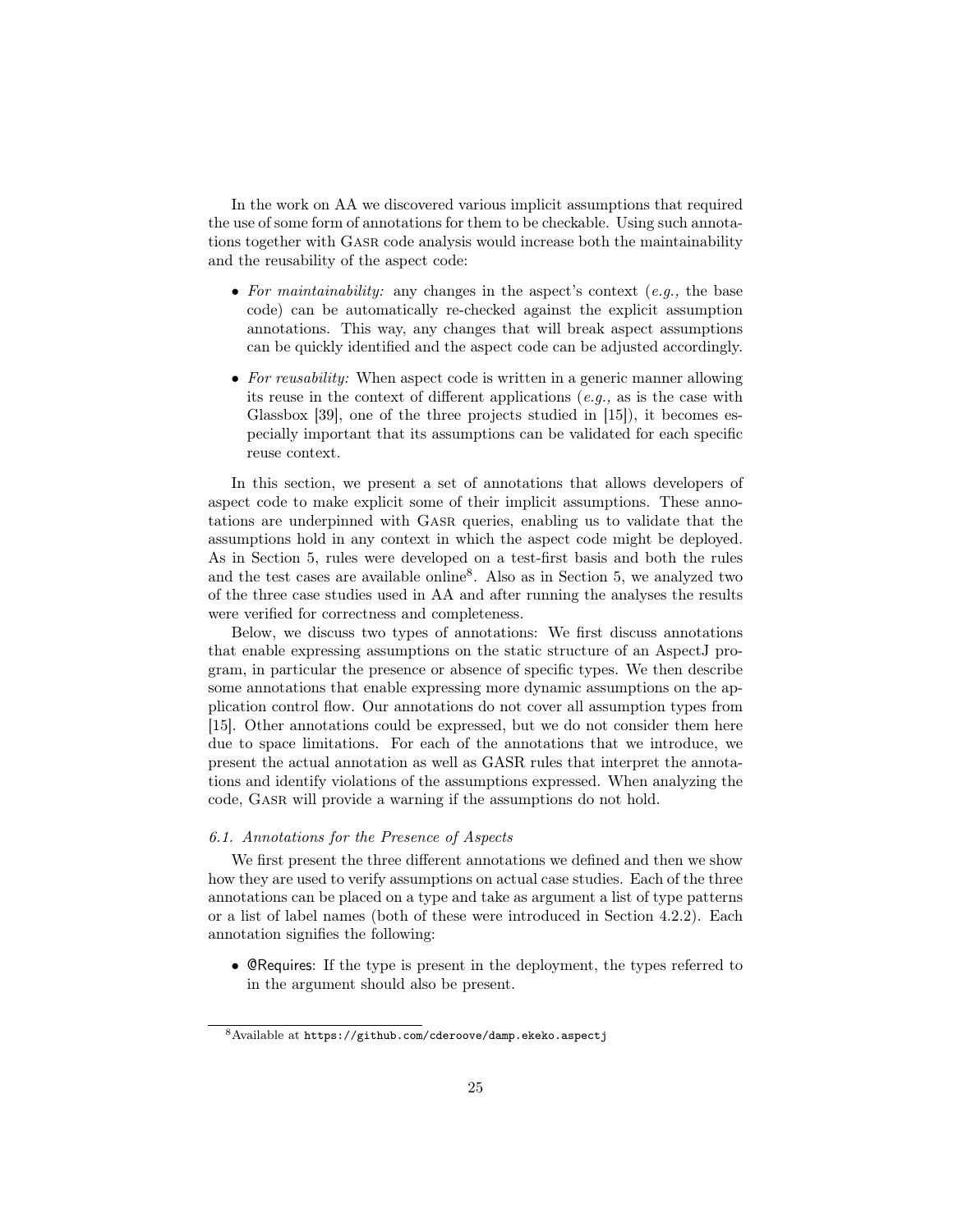In the work on AA we discovered various implicit assumptions that required the use of some form of annotations for them to be checkable. Using such annotations together with Gasr code analysis would increase both the maintainability and the reusability of the aspect code:

- *For maintainability:* any changes in the aspect's context (*e.g.,* the base code) can be automatically re-checked against the explicit assumption annotations. This way, any changes that will break aspect assumptions can be quickly identified and the aspect code can be adjusted accordingly.
- *For reusability:* When aspect code is written in a generic manner allowing its reuse in the context of different applications (*e.g.,* as is the case with Glassbox [39], one of the three projects studied in [15]), it becomes especially important that its assumptions can be validated for each specific reuse context.

In this section, we present a set of annotations that allows developers of aspect code to make explicit some of their implicit assumptions. These annotations are underpinned with Gasr queries, enabling us to validate that the assumptions hold in any context in which the aspect code might be deployed. As in Section 5, rules were developed on a test-first basis and both the rules and the test cases are available online[8]. Also as in Section 5, we analyzed two of the three case studies used in AA and after running the analyses the results were verified for correctness and completeness.

Below, we discuss two types of annotations: We first discuss annotations that enable expressing assumptions on the static structure of an AspectJ program, in particular the presence or absence of specific types. We then describe some annotations that enable expressing more dynamic assumptions on the application control flow. Our annotations do not cover all assumption types from [15]. Other annotations could be expressed, but we do not consider them here due to space limitations. For each of the annotations that we introduce, we present the actual annotation as well as GASR rules that interpret the annotations and identify violations of the assumptions expressed. When analyzing the code, Gasr will provide a warning if the assumptions do not hold.

### 6.1. Annotations for the Presence of Aspects

We first present the three different annotations we defined and then we show how they are used to verify assumptions on actual case studies. Each of the three annotations can be placed on a type and take as argument a list of type patterns or a list of label names (both of these were introduced in Section 4.2.2). Each annotation signifies the following:

- @Requires: If the type is present in the deployment, the types referred to in the argument should also be present.

[8] Available at `https://github.com/cderoove/damp.ekeko.aspectj`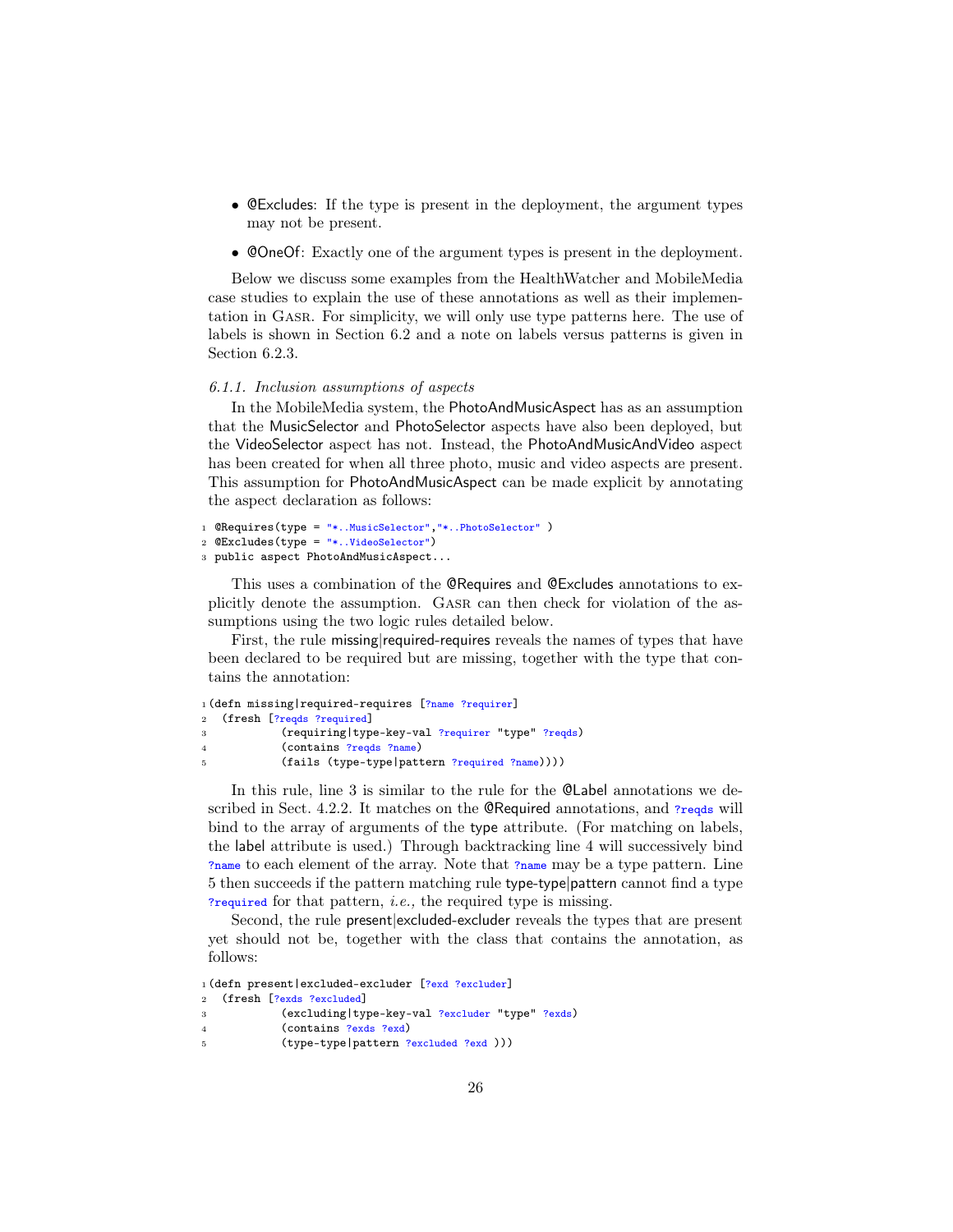- @Excludes: If the type is present in the deployment, the argument types may not be present.
- @OneOf: Exactly one of the argument types is present in the deployment.

Below we discuss some examples from the HealthWatcher and MobileMedia case studies to explain the use of these annotations as well as their implementation in Gasr. For simplicity, we will only use type patterns here. The use of labels is shown in Section 6.2 and a note on labels versus patterns is given in Section 6.2.3.

*6.1.1. Inclusion assumptions of aspects*

In the MobileMedia system, the PhotoAndMusicAspect has as an assumption that the MusicSelector and PhotoSelector aspects have also been deployed, but the VideoSelector aspect has not. Instead, the PhotoAndMusicAndVideo aspect has been created for when all three photo, music and video aspects are present. This assumption for PhotoAndMusicAspect can be made explicit by annotating the aspect declaration as follows:

```
1 @Requires(type = "*..MusicSelector","*..PhotoSelector" )
2 @Excludes(type = "*..VideoSelector")
3 public aspect PhotoAndMusicAspect...
```

This uses a combination of the @Requires and @Excludes annotations to explicitly denote the assumption. Gasr can then check for violation of the assumptions using the two logic rules detailed below.

First, the rule missing|required-requires reveals the names of types that have been declared to be required but are missing, together with the type that contains the annotation:

```
1 (defn missing|required-requires [?name ?requirer]
2   (fresh [?reqds ?required]
3          (requiring|type-key-val ?requirer "type" ?reqds)
4          (contains ?reqds ?name)
5          (fails (type-type|pattern ?required ?name))))
```

In this rule, line 3 is similar to the rule for the @Label annotations we described in Sect. 4.2.2. It matches on the @Required annotations, and ?reqds will bind to the array of arguments of the type attribute. (For matching on labels, the label attribute is used.) Through backtracking line 4 will successively bind ?name to each element of the array. Note that ?name may be a type pattern. Line 5 then succeeds if the pattern matching rule type-type|pattern cannot find a type ?required for that pattern, *i.e.,* the required type is missing.

Second, the rule present|excluded-excluder reveals the types that are present yet should not be, together with the class that contains the annotation, as follows:

```
1 (defn present|excluded-excluder [?exd ?excluder]
2   (fresh [?exds ?excluded]
3          (excluding|type-key-val ?excluder "type" ?exds)
4          (contains ?exds ?exd)
5          (type-type|pattern ?excluded ?exd )))
```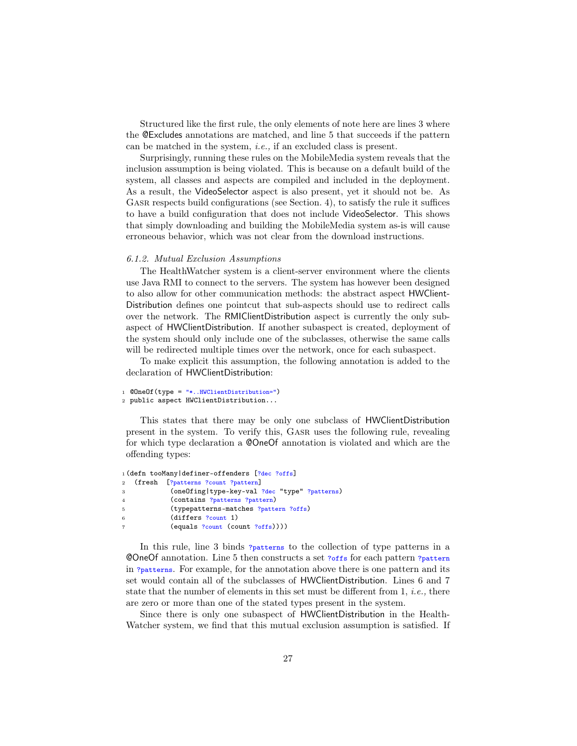Structured like the first rule, the only elements of note here are lines 3 where the @Excludes annotations are matched, and line 5 that succeeds if the pattern can be matched in the system, *i.e.,* if an excluded class is present.

Surprisingly, running these rules on the MobileMedia system reveals that the inclusion assumption is being violated. This is because on a default build of the system, all classes and aspects are compiled and included in the deployment. As a result, the VideoSelector aspect is also present, yet it should not be. As GASR respects build configurations (see Section. 4), to satisfy the rule it suffices to have a build configuration that does not include VideoSelector. This shows that simply downloading and building the MobileMedia system as-is will cause erroneous behavior, which was not clear from the download instructions.

### *6.1.2. Mutual Exclusion Assumptions*

The HealthWatcher system is a client-server environment where the clients use Java RMI to connect to the servers. The system has however been designed to also allow for other communication methods: the abstract aspect HWClientDistribution defines one pointcut that sub-aspects should use to redirect calls over the network. The RMIClientDistribution aspect is currently the only subaspect of HWClientDistribution. If another subaspect is created, deployment of the system should only include one of the subclasses, otherwise the same calls will be redirected multiple times over the network, once for each subaspect.

To make explicit this assumption, the following annotation is added to the declaration of HWClientDistribution:

```
1 @OneOf(type = "*..HWClientDistribution=")
2 public aspect HWClientDistribution...
```

This states that there may be only one subclass of HWClientDistribution present in the system. To verify this, GASR uses the following rule, revealing for which type declaration a @OneOf annotation is violated and which are the offending types:

```
1 (defn tooMany|definer-offenders [?dec ?offs]
2   (fresh  [?patterns ?count ?pattern]
3           (oneOfing|type-key-val ?dec "type" ?patterns)
4           (contains ?patterns ?pattern)
5           (typepatterns-matches ?pattern ?offs)
6           (differs ?count 1)
7           (equals ?count (count ?offs))))
```

In this rule, line 3 binds `?patterns` to the collection of type patterns in a @OneOf annotation. Line 5 then constructs a set `?offs` for each pattern `?pattern` in `?patterns`. For example, for the annotation above there is one pattern and its set would contain all of the subclasses of HWClientDistribution. Lines 6 and 7 state that the number of elements in this set must be different from 1, *i.e.,* there are zero or more than one of the stated types present in the system.

Since there is only one subaspect of HWClientDistribution in the HealthWatcher system, we find that this mutual exclusion assumption is satisfied. If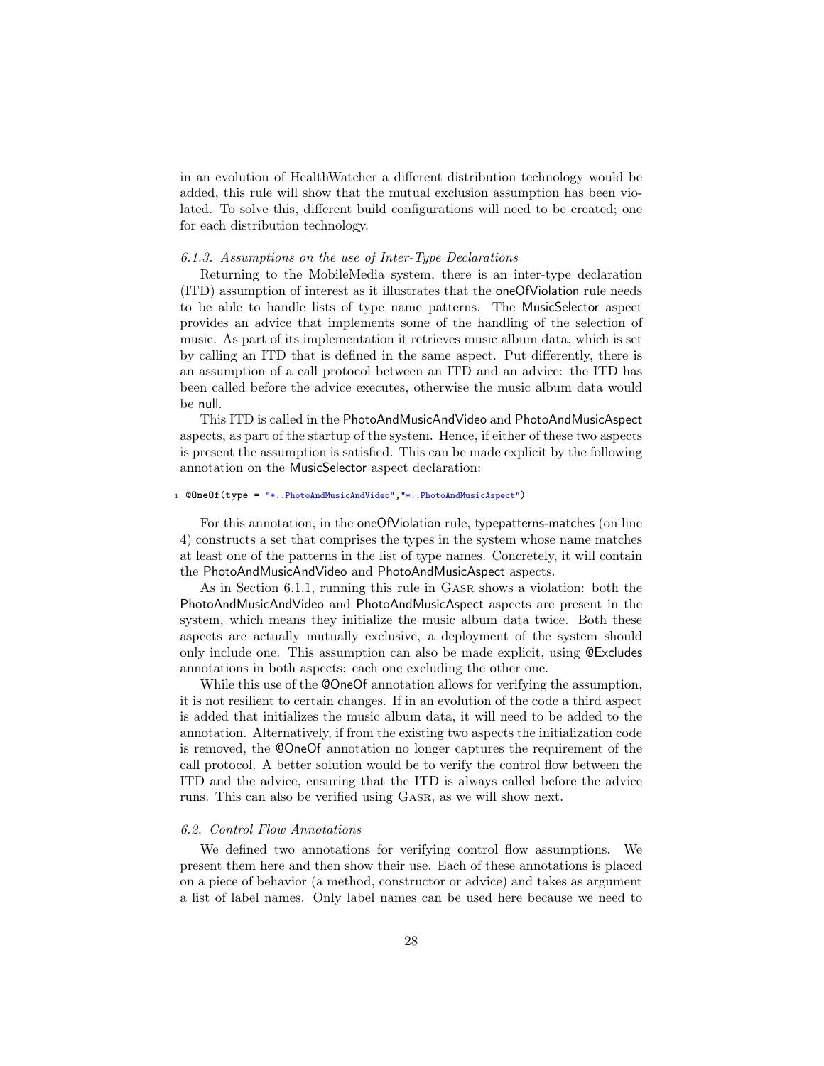in an evolution of HealthWatcher a different distribution technology would be added, this rule will show that the mutual exclusion assumption has been violated. To solve this, different build configurations will need to be created; one for each distribution technology.

#### *6.1.3. Assumptions on the use of Inter-Type Declarations*

Returning to the MobileMedia system, there is an inter-type declaration (ITD) assumption of interest as it illustrates that the oneOfViolation rule needs to be able to handle lists of type name patterns. The MusicSelector aspect provides an advice that implements some of the handling of the selection of music. As part of its implementation it retrieves music album data, which is set by calling an ITD that is defined in the same aspect. Put differently, there is an assumption of a call protocol between an ITD and an advice: the ITD has been called before the advice executes, otherwise the music album data would be null.

This ITD is called in the PhotoAndMusicAndVideo and PhotoAndMusicAspect aspects, as part of the startup of the system. Hence, if either of these two aspects is present the assumption is satisfied. This can be made explicit by the following annotation on the MusicSelector aspect declaration:

```
1 @OneOf(type = "*..PhotoAndMusicAndVideo","*..PhotoAndMusicAspect")
```

For this annotation, in the oneOfViolation rule, typepatterns-matches (on line 4) constructs a set that comprises the types in the system whose name matches at least one of the patterns in the list of type names. Concretely, it will contain the PhotoAndMusicAndVideo and PhotoAndMusicAspect aspects.

As in Section 6.1.1, running this rule in Gasr shows a violation: both the PhotoAndMusicAndVideo and PhotoAndMusicAspect aspects are present in the system, which means they initialize the music album data twice. Both these aspects are actually mutually exclusive, a deployment of the system should only include one. This assumption can also be made explicit, using @Excludes annotations in both aspects: each one excluding the other one.

While this use of the @OneOf annotation allows for verifying the assumption, it is not resilient to certain changes. If in an evolution of the code a third aspect is added that initializes the music album data, it will need to be added to the annotation. Alternatively, if from the existing two aspects the initialization code is removed, the @OneOf annotation no longer captures the requirement of the call protocol. A better solution would be to verify the control flow between the ITD and the advice, ensuring that the ITD is always called before the advice runs. This can also be verified using Gasr, as we will show next.

### *6.2. Control Flow Annotations*

We defined two annotations for verifying control flow assumptions. We present them here and then show their use. Each of these annotations is placed on a piece of behavior (a method, constructor or advice) and takes as argument a list of label names. Only label names can be used here because we need to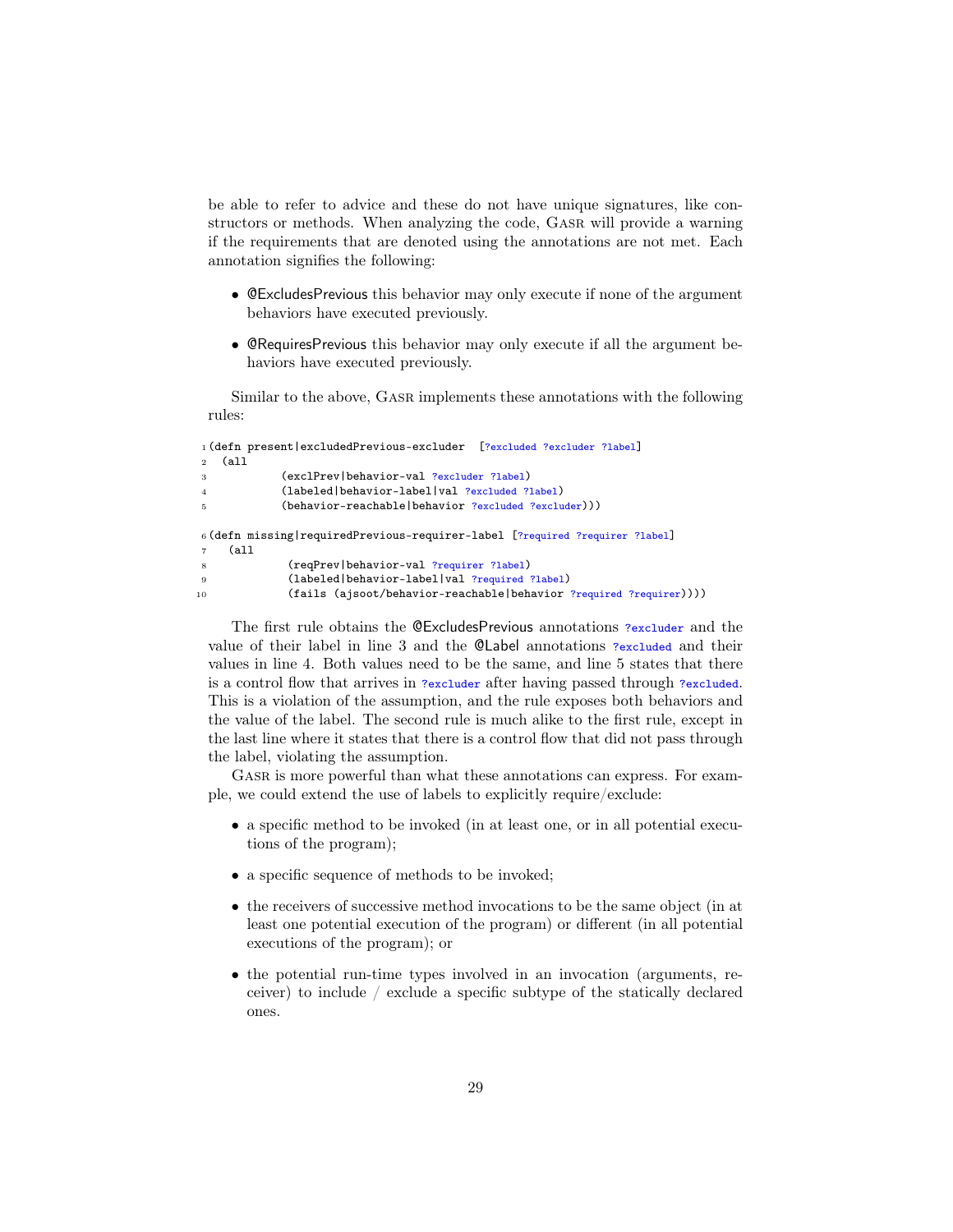be able to refer to advice and these do not have unique signatures, like constructors or methods. When analyzing the code, Gasr will provide a warning if the requirements that are denoted using the annotations are not met. Each annotation signifies the following:

- @ExcludesPrevious this behavior may only execute if none of the argument behaviors have executed previously.
- @RequiresPrevious this behavior may only execute if all the argument behaviors have executed previously.

Similar to the above, Gasr implements these annotations with the following rules:

```
1 (defn present|excludedPrevious-excluder  [?excluded ?excluder ?label]
2   (all
3           (exclPrev|behavior-val ?excluder ?label)
4           (labeled|behavior-label|val ?excluded ?label)
5           (behavior-reachable|behavior ?excluded ?excluder)))

6 (defn missing|requiredPrevious-requirer-label [?required ?requirer ?label]
7    (all
8            (reqPrev|behavior-val ?requirer ?label)
9            (labeled|behavior-label|val ?required ?label)
10           (fails (ajsoot/behavior-reachable|behavior ?required ?requirer))))
```

The first rule obtains the @ExcludesPrevious annotations `?excluder` and the value of their label in line 3 and the @Label annotations `?excluded` and their values in line 4. Both values need to be the same, and line 5 states that there is a control flow that arrives in `?excluder` after having passed through `?excluded`. This is a violation of the assumption, and the rule exposes both behaviors and the value of the label. The second rule is much alike to the first rule, except in the last line where it states that there is a control flow that did not pass through the label, violating the assumption.

Gasr is more powerful than what these annotations can express. For example, we could extend the use of labels to explicitly require/exclude:

- a specific method to be invoked (in at least one, or in all potential executions of the program);
- a specific sequence of methods to be invoked;
- the receivers of successive method invocations to be the same object (in at least one potential execution of the program) or different (in all potential executions of the program); or
- the potential run-time types involved in an invocation (arguments, receiver) to include / exclude a specific subtype of the statically declared ones.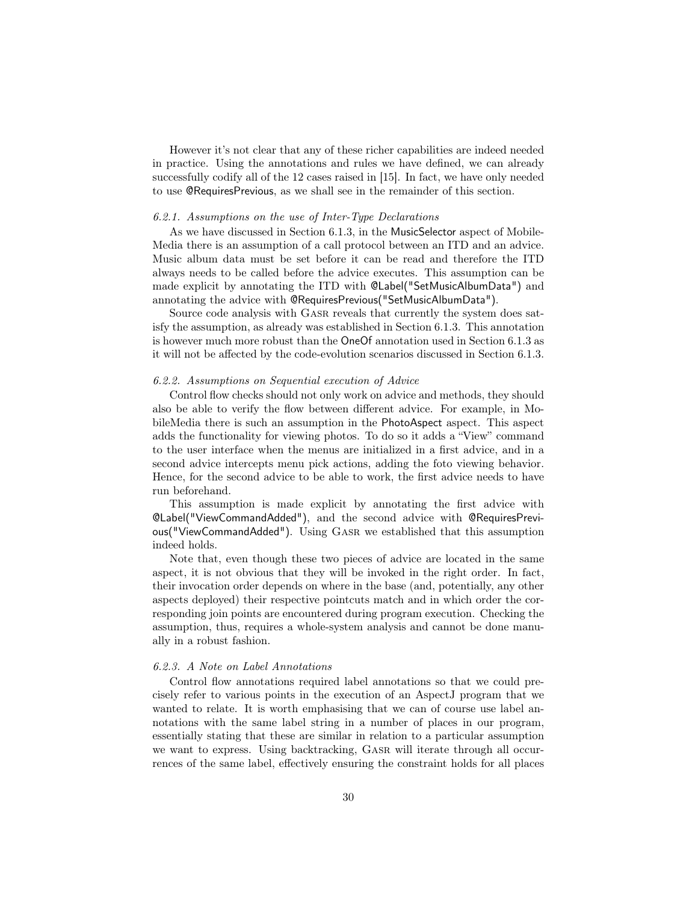However it's not clear that any of these richer capabilities are indeed needed in practice. Using the annotations and rules we have defined, we can already successfully codify all of the 12 cases raised in [15]. In fact, we have only needed to use @RequiresPrevious, as we shall see in the remainder of this section.

#### *6.2.1. Assumptions on the use of Inter-Type Declarations*

As we have discussed in Section 6.1.3, in the MusicSelector aspect of MobileMedia there is an assumption of a call protocol between an ITD and an advice. Music album data must be set before it can be read and therefore the ITD always needs to be called before the advice executes. This assumption can be made explicit by annotating the ITD with @Label("SetMusicAlbumData") and annotating the advice with @RequiresPrevious("SetMusicAlbumData").

Source code analysis with GASR reveals that currently the system does satisfy the assumption, as already was established in Section 6.1.3. This annotation is however much more robust than the OneOf annotation used in Section 6.1.3 as it will not be affected by the code-evolution scenarios discussed in Section 6.1.3.

#### *6.2.2. Assumptions on Sequential execution of Advice*

Control flow checks should not only work on advice and methods, they should also be able to verify the flow between different advice. For example, in MobileMedia there is such an assumption in the PhotoAspect aspect. This aspect adds the functionality for viewing photos. To do so it adds a "View" command to the user interface when the menus are initialized in a first advice, and in a second advice intercepts menu pick actions, adding the foto viewing behavior. Hence, for the second advice to be able to work, the first advice needs to have run beforehand.

This assumption is made explicit by annotating the first advice with @Label("ViewCommandAdded"), and the second advice with @RequiresPrevious("ViewCommandAdded"). Using GASR we established that this assumption indeed holds.

Note that, even though these two pieces of advice are located in the same aspect, it is not obvious that they will be invoked in the right order. In fact, their invocation order depends on where in the base (and, potentially, any other aspects deployed) their respective pointcuts match and in which order the corresponding join points are encountered during program execution. Checking the assumption, thus, requires a whole-system analysis and cannot be done manually in a robust fashion.

#### *6.2.3. A Note on Label Annotations*

Control flow annotations required label annotations so that we could precisely refer to various points in the execution of an AspectJ program that we wanted to relate. It is worth emphasising that we can of course use label annotations with the same label string in a number of places in our program, essentially stating that these are similar in relation to a particular assumption we want to express. Using backtracking, GASR will iterate through all occurrences of the same label, effectively ensuring the constraint holds for all places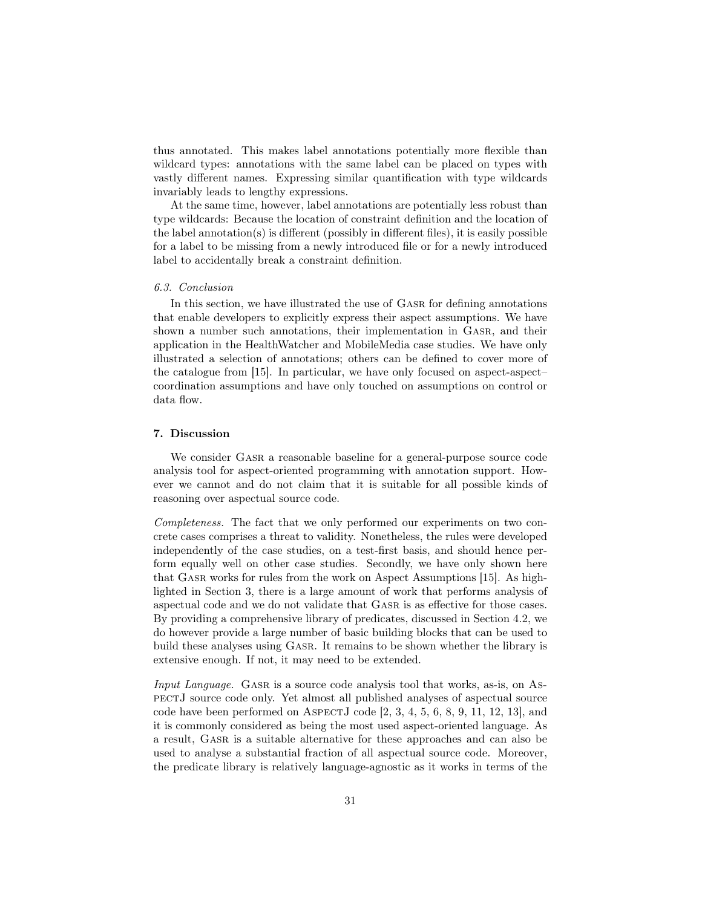thus annotated. This makes label annotations potentially more flexible than wildcard types: annotations with the same label can be placed on types with vastly different names. Expressing similar quantification with type wildcards invariably leads to lengthy expressions.

At the same time, however, label annotations are potentially less robust than type wildcards: Because the location of constraint definition and the location of the label annotation(s) is different (possibly in different files), it is easily possible for a label to be missing from a newly introduced file or for a newly introduced label to accidentally break a constraint definition.

### *6.3. Conclusion*

In this section, we have illustrated the use of Gasr for defining annotations that enable developers to explicitly express their aspect assumptions. We have shown a number such annotations, their implementation in Gasr, and their application in the HealthWatcher and MobileMedia case studies. We have only illustrated a selection of annotations; others can be defined to cover more of the catalogue from [15]. In particular, we have only focused on aspect-aspect–coordination assumptions and have only touched on assumptions on control or data flow.

## 7. Discussion

We consider Gasr a reasonable baseline for a general-purpose source code analysis tool for aspect-oriented programming with annotation support. However we cannot and do not claim that it is suitable for all possible kinds of reasoning over aspectual source code.

*Completeness.* The fact that we only performed our experiments on two concrete cases comprises a threat to validity. Nonetheless, the rules were developed independently of the case studies, on a test-first basis, and should hence perform equally well on other case studies. Secondly, we have only shown here that Gasr works for rules from the work on Aspect Assumptions [15]. As highlighted in Section 3, there is a large amount of work that performs analysis of aspectual code and we do not validate that Gasr is as effective for those cases. By providing a comprehensive library of predicates, discussed in Section 4.2, we do however provide a large number of basic building blocks that can be used to build these analyses using Gasr. It remains to be shown whether the library is extensive enough. If not, it may need to be extended.

*Input Language.* Gasr is a source code analysis tool that works, as-is, on AspectJ source code only. Yet almost all published analyses of aspectual source code have been performed on AspectJ code [2, 3, 4, 5, 6, 8, 9, 11, 12, 13], and it is commonly considered as being the most used aspect-oriented language. As a result, Gasr is a suitable alternative for these approaches and can also be used to analyse a substantial fraction of all aspectual source code. Moreover, the predicate library is relatively language-agnostic as it works in terms of the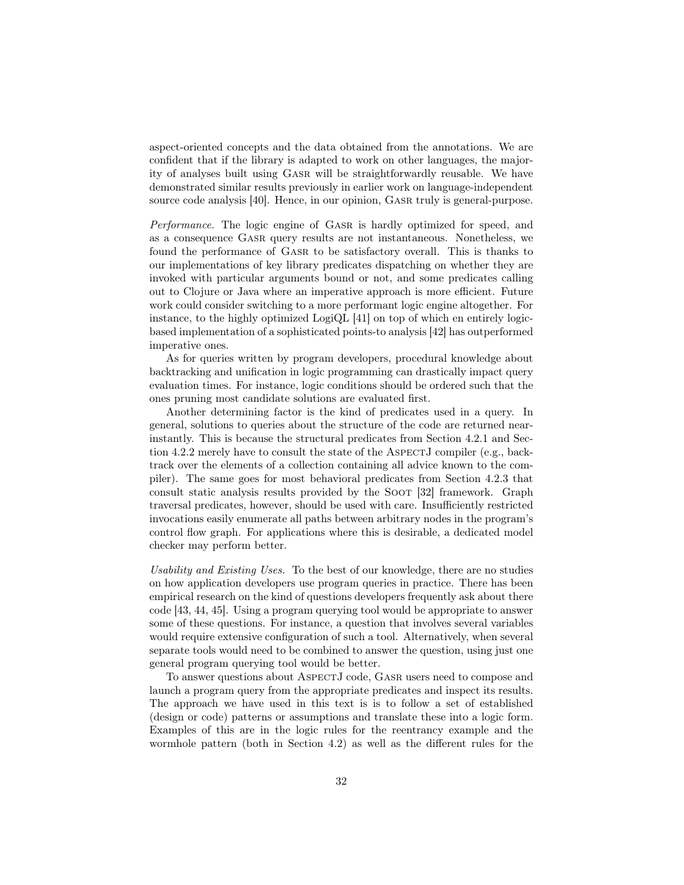aspect-oriented concepts and the data obtained from the annotations. We are confident that if the library is adapted to work on other languages, the majority of analyses built using GASR will be straightforwardly reusable. We have demonstrated similar results previously in earlier work on language-independent source code analysis [40]. Hence, in our opinion, GASR truly is general-purpose.

*Performance.* The logic engine of GASR is hardly optimized for speed, and as a consequence GASR query results are not instantaneous. Nonetheless, we found the performance of GASR to be satisfactory overall. This is thanks to our implementations of key library predicates dispatching on whether they are invoked with particular arguments bound or not, and some predicates calling out to Clojure or Java where an imperative approach is more efficient. Future work could consider switching to a more performant logic engine altogether. For instance, to the highly optimized LogiQL [41] on top of which en entirely logic-based implementation of a sophisticated points-to analysis [42] has outperformed imperative ones.

As for queries written by program developers, procedural knowledge about backtracking and unification in logic programming can drastically impact query evaluation times. For instance, logic conditions should be ordered such that the ones pruning most candidate solutions are evaluated first.

Another determining factor is the kind of predicates used in a query. In general, solutions to queries about the structure of the code are returned near-instantly. This is because the structural predicates from Section 4.2.1 and Section 4.2.2 merely have to consult the state of the ASPECTJ compiler (e.g., backtrack over the elements of a collection containing all advice known to the compiler). The same goes for most behavioral predicates from Section 4.2.3 that consult static analysis results provided by the SOOT [32] framework. Graph traversal predicates, however, should be used with care. Insufficiently restricted invocations easily enumerate all paths between arbitrary nodes in the program's control flow graph. For applications where this is desirable, a dedicated model checker may perform better.

*Usability and Existing Uses.* To the best of our knowledge, there are no studies on how application developers use program queries in practice. There has been empirical research on the kind of questions developers frequently ask about there code [43, 44, 45]. Using a program querying tool would be appropriate to answer some of these questions. For instance, a question that involves several variables would require extensive configuration of such a tool. Alternatively, when several separate tools would need to be combined to answer the question, using just one general program querying tool would be better.

To answer questions about ASPECTJ code, GASR users need to compose and launch a program query from the appropriate predicates and inspect its results. The approach we have used in this text is is to follow a set of established (design or code) patterns or assumptions and translate these into a logic form. Examples of this are in the logic rules for the reentrancy example and the wormhole pattern (both in Section 4.2) as well as the different rules for the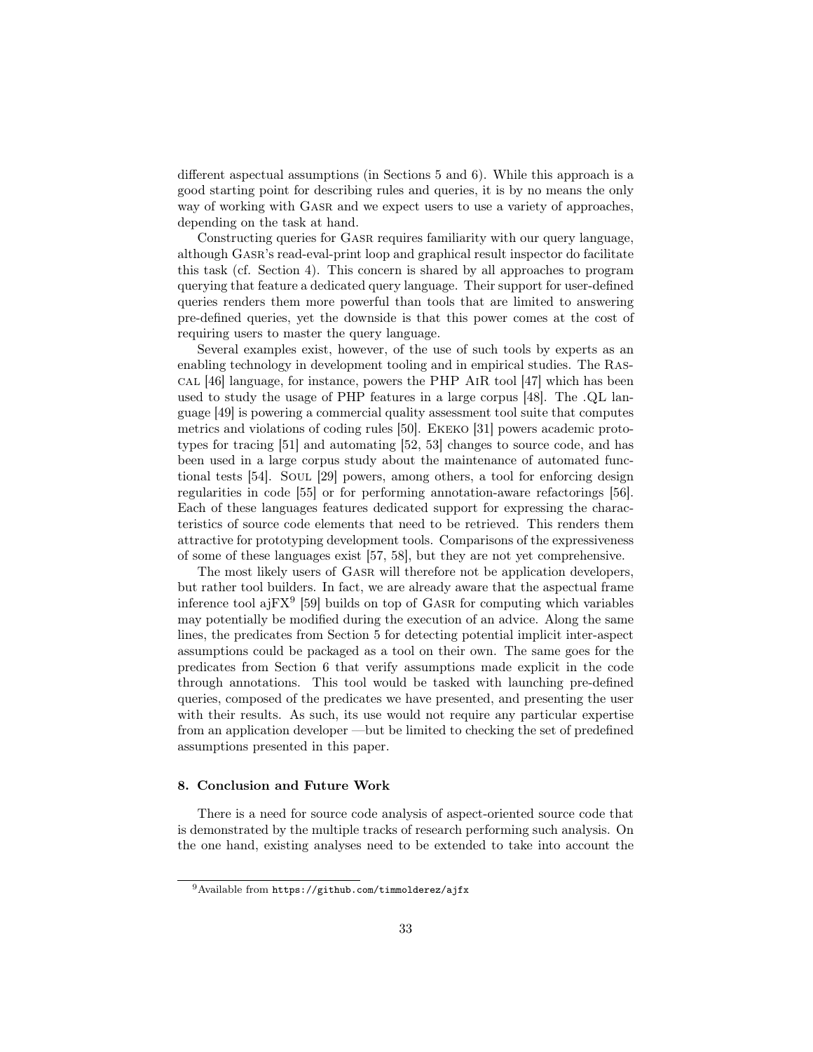different aspectual assumptions (in Sections 5 and 6). While this approach is a good starting point for describing rules and queries, it is by no means the only way of working with Gasr and we expect users to use a variety of approaches, depending on the task at hand.

Constructing queries for Gasr requires familiarity with our query language, although Gasr's read-eval-print loop and graphical result inspector do facilitate this task (cf. Section 4). This concern is shared by all approaches to program querying that feature a dedicated query language. Their support for user-defined queries renders them more powerful than tools that are limited to answering pre-defined queries, yet the downside is that this power comes at the cost of requiring users to master the query language.

Several examples exist, however, of the use of such tools by experts as an enabling technology in development tooling and in empirical studies. The Rascal [46] language, for instance, powers the PHP AiR tool [47] which has been used to study the usage of PHP features in a large corpus [48]. The .QL language [49] is powering a commercial quality assessment tool suite that computes metrics and violations of coding rules [50]. Ekeko [31] powers academic prototypes for tracing [51] and automating [52, 53] changes to source code, and has been used in a large corpus study about the maintenance of automated functional tests [54]. Soul [29] powers, among others, a tool for enforcing design regularities in code [55] or for performing annotation-aware refactorings [56]. Each of these languages features dedicated support for expressing the characteristics of source code elements that need to be retrieved. This renders them attractive for prototyping development tools. Comparisons of the expressiveness of some of these languages exist [57, 58], but they are not yet comprehensive.

The most likely users of Gasr will therefore not be application developers, but rather tool builders. In fact, we are already aware that the aspectual frame inference tool ajFX[9] [59] builds on top of Gasr for computing which variables may potentially be modified during the execution of an advice. Along the same lines, the predicates from Section 5 for detecting potential implicit inter-aspect assumptions could be packaged as a tool on their own. The same goes for the predicates from Section 6 that verify assumptions made explicit in the code through annotations. This tool would be tasked with launching pre-defined queries, composed of the predicates we have presented, and presenting the user with their results. As such, its use would not require any particular expertise from an application developer —but be limited to checking the set of predefined assumptions presented in this paper.

## 8. Conclusion and Future Work

There is a need for source code analysis of aspect-oriented source code that is demonstrated by the multiple tracks of research performing such analysis. On the one hand, existing analyses need to be extended to take into account the

[9] Available from https://github.com/timmolderez/ajfx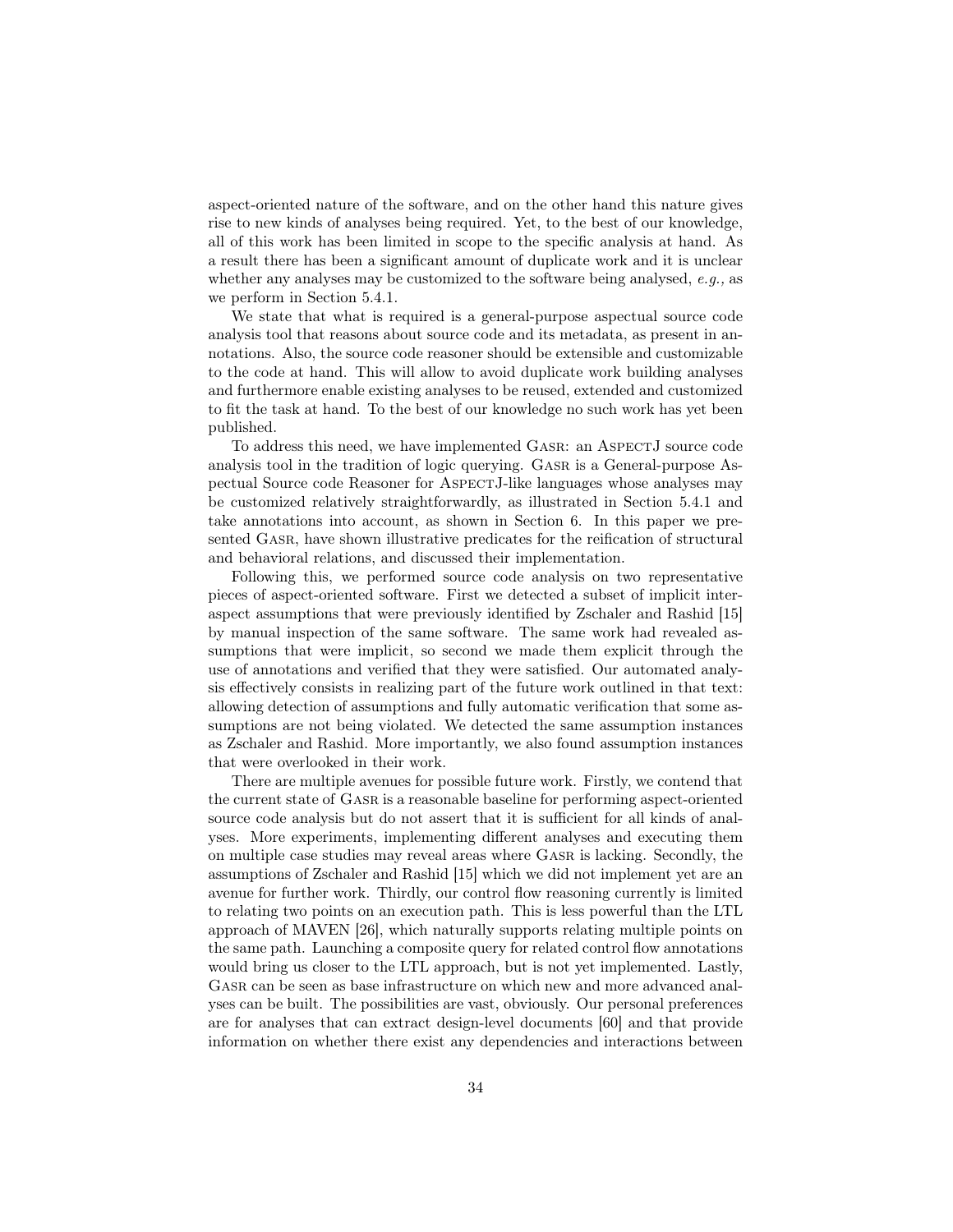aspect-oriented nature of the software, and on the other hand this nature gives rise to new kinds of analyses being required. Yet, to the best of our knowledge, all of this work has been limited in scope to the specific analysis at hand. As a result there has been a significant amount of duplicate work and it is unclear whether any analyses may be customized to the software being analysed, *e.g.,* as we perform in Section 5.4.1.

We state that what is required is a general-purpose aspectual source code analysis tool that reasons about source code and its metadata, as present in annotations. Also, the source code reasoner should be extensible and customizable to the code at hand. This will allow to avoid duplicate work building analyses and furthermore enable existing analyses to be reused, extended and customized to fit the task at hand. To the best of our knowledge no such work has yet been published.

To address this need, we have implemented Gasr: an AspectJ source code analysis tool in the tradition of logic querying. Gasr is a General-purpose Aspectual Source code Reasoner for AspectJ-like languages whose analyses may be customized relatively straightforwardly, as illustrated in Section 5.4.1 and take annotations into account, as shown in Section 6. In this paper we presented Gasr, have shown illustrative predicates for the reification of structural and behavioral relations, and discussed their implementation.

Following this, we performed source code analysis on two representative pieces of aspect-oriented software. First we detected a subset of implicit inter-aspect assumptions that were previously identified by Zschaler and Rashid [15] by manual inspection of the same software. The same work had revealed assumptions that were implicit, so second we made them explicit through the use of annotations and verified that they were satisfied. Our automated analysis effectively consists in realizing part of the future work outlined in that text: allowing detection of assumptions and fully automatic verification that some assumptions are not being violated. We detected the same assumption instances as Zschaler and Rashid. More importantly, we also found assumption instances that were overlooked in their work.

There are multiple avenues for possible future work. Firstly, we contend that the current state of Gasr is a reasonable baseline for performing aspect-oriented source code analysis but do not assert that it is sufficient for all kinds of analyses. More experiments, implementing different analyses and executing them on multiple case studies may reveal areas where Gasr is lacking. Secondly, the assumptions of Zschaler and Rashid [15] which we did not implement yet are an avenue for further work. Thirdly, our control flow reasoning currently is limited to relating two points on an execution path. This is less powerful than the LTL approach of MAVEN [26], which naturally supports relating multiple points on the same path. Launching a composite query for related control flow annotations would bring us closer to the LTL approach, but is not yet implemented. Lastly, Gasr can be seen as base infrastructure on which new and more advanced analyses can be built. The possibilities are vast, obviously. Our personal preferences are for analyses that can extract design-level documents [60] and that provide information on whether there exist any dependencies and interactions between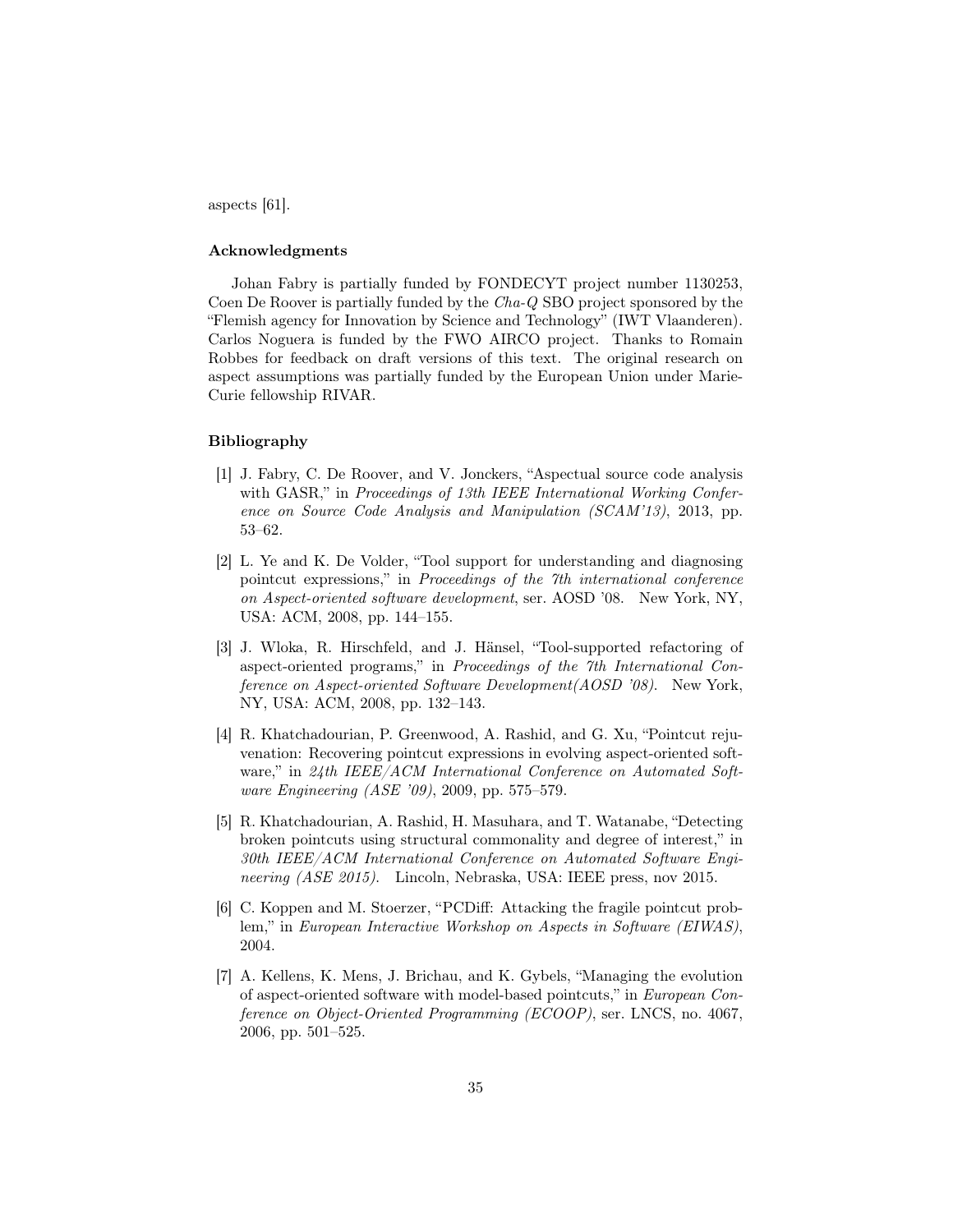aspects [61].

### Acknowledgments

Johan Fabry is partially funded by FONDECYT project number 1130253, Coen De Roover is partially funded by the *Cha-Q* SBO project sponsored by the "Flemish agency for Innovation by Science and Technology" (IWT Vlaanderen). Carlos Noguera is funded by the FWO AIRCO project. Thanks to Romain Robbes for feedback on draft versions of this text. The original research on aspect assumptions was partially funded by the European Union under Marie-Curie fellowship RIVAR.

### Bibliography

[1] J. Fabry, C. De Roover, and V. Jonckers, "Aspectual source code analysis with GASR," in *Proceedings of 13th IEEE International Working Conference on Source Code Analysis and Manipulation (SCAM'13)*, 2013, pp. 53–62.

[2] L. Ye and K. De Volder, "Tool support for understanding and diagnosing pointcut expressions," in *Proceedings of the 7th international conference on Aspect-oriented software development*, ser. AOSD '08. New York, NY, USA: ACM, 2008, pp. 144–155.

[3] J. Wloka, R. Hirschfeld, and J. Hänsel, "Tool-supported refactoring of aspect-oriented programs," in *Proceedings of the 7th International Conference on Aspect-oriented Software Development(AOSD '08)*. New York, NY, USA: ACM, 2008, pp. 132–143.

[4] R. Khatchadourian, P. Greenwood, A. Rashid, and G. Xu, "Pointcut rejuvenation: Recovering pointcut expressions in evolving aspect-oriented software," in *24th IEEE/ACM International Conference on Automated Software Engineering (ASE '09)*, 2009, pp. 575–579.

[5] R. Khatchadourian, A. Rashid, H. Masuhara, and T. Watanabe, "Detecting broken pointcuts using structural commonality and degree of interest," in *30th IEEE/ACM International Conference on Automated Software Engineering (ASE 2015)*. Lincoln, Nebraska, USA: IEEE press, nov 2015.

[6] C. Koppen and M. Stoerzer, "PCDiff: Attacking the fragile pointcut problem," in *European Interactive Workshop on Aspects in Software (EIWAS)*, 2004.

[7] A. Kellens, K. Mens, J. Brichau, and K. Gybels, "Managing the evolution of aspect-oriented software with model-based pointcuts," in *European Conference on Object-Oriented Programming (ECOOP)*, ser. LNCS, no. 4067, 2006, pp. 501–525.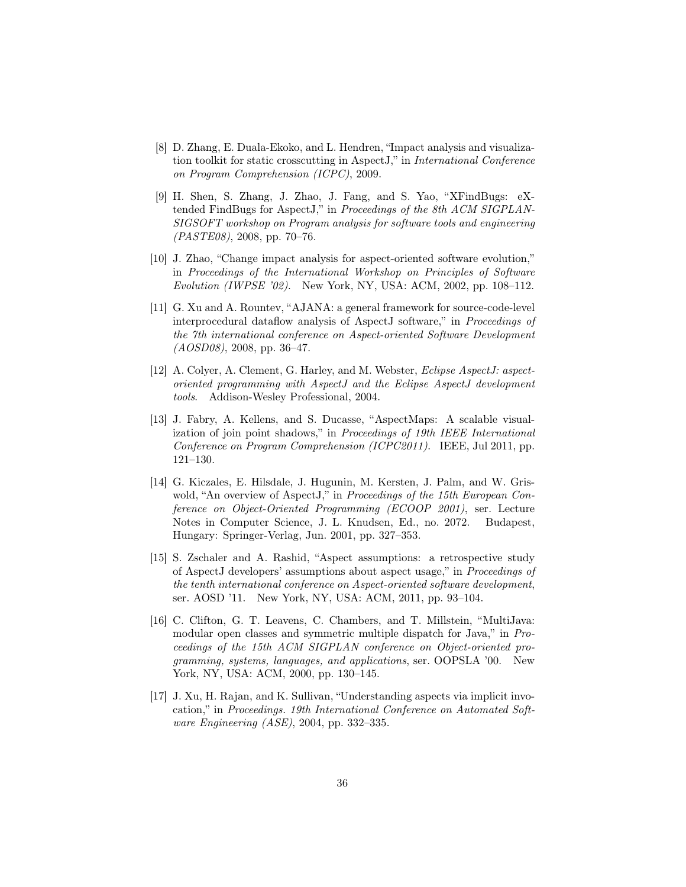[8] D. Zhang, E. Duala-Ekoko, and L. Hendren, "Impact analysis and visualization toolkit for static crosscutting in AspectJ," in *International Conference on Program Comprehension (ICPC)*, 2009.

[9] H. Shen, S. Zhang, J. Zhao, J. Fang, and S. Yao, "XFindBugs: eXtended FindBugs for AspectJ," in *Proceedings of the 8th ACM SIGPLAN-SIGSOFT workshop on Program analysis for software tools and engineering (PASTE08)*, 2008, pp. 70–76.

[10] J. Zhao, "Change impact analysis for aspect-oriented software evolution," in *Proceedings of the International Workshop on Principles of Software Evolution (IWPSE '02)*. New York, NY, USA: ACM, 2002, pp. 108–112.

[11] G. Xu and A. Rountev, "AJANA: a general framework for source-code-level interprocedural dataflow analysis of AspectJ software," in *Proceedings of the 7th international conference on Aspect-oriented Software Development (AOSD08)*, 2008, pp. 36–47.

[12] A. Colyer, A. Clement, G. Harley, and M. Webster, *Eclipse AspectJ: aspect-oriented programming with AspectJ and the Eclipse AspectJ development tools*. Addison-Wesley Professional, 2004.

[13] J. Fabry, A. Kellens, and S. Ducasse, "AspectMaps: A scalable visualization of join point shadows," in *Proceedings of 19th IEEE International Conference on Program Comprehension (ICPC2011)*. IEEE, Jul 2011, pp. 121–130.

[14] G. Kiczales, E. Hilsdale, J. Hugunin, M. Kersten, J. Palm, and W. Griswold, "An overview of AspectJ," in *Proceedings of the 15th European Conference on Object-Oriented Programming (ECOOP 2001)*, ser. Lecture Notes in Computer Science, J. L. Knudsen, Ed., no. 2072. Budapest, Hungary: Springer-Verlag, Jun. 2001, pp. 327–353.

[15] S. Zschaler and A. Rashid, "Aspect assumptions: a retrospective study of AspectJ developers' assumptions about aspect usage," in *Proceedings of the tenth international conference on Aspect-oriented software development*, ser. AOSD '11. New York, NY, USA: ACM, 2011, pp. 93–104.

[16] C. Clifton, G. T. Leavens, C. Chambers, and T. Millstein, "MultiJava: modular open classes and symmetric multiple dispatch for Java," in *Proceedings of the 15th ACM SIGPLAN conference on Object-oriented programming, systems, languages, and applications*, ser. OOPSLA '00. New York, NY, USA: ACM, 2000, pp. 130–145.

[17] J. Xu, H. Rajan, and K. Sullivan, "Understanding aspects via implicit invocation," in *Proceedings. 19th International Conference on Automated Software Engineering (ASE)*, 2004, pp. 332–335.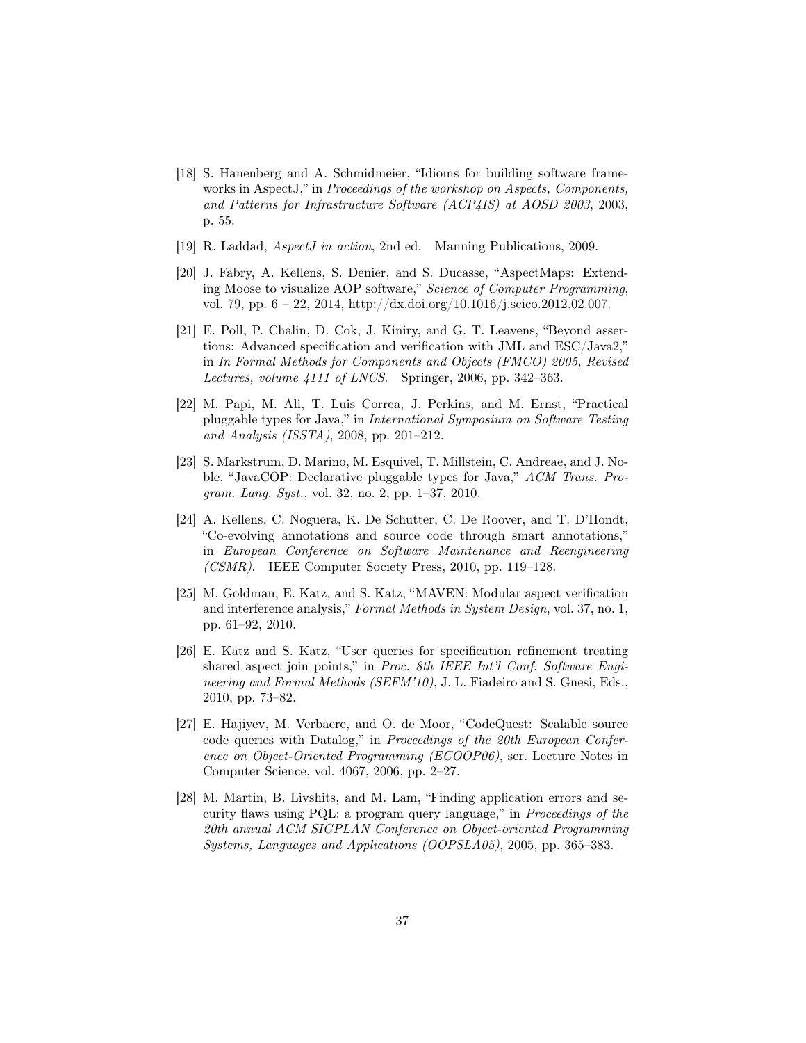[18] S. Hanenberg and A. Schmidmeier, "Idioms for building software frameworks in AspectJ," in *Proceedings of the workshop on Aspects, Components, and Patterns for Infrastructure Software (ACP4IS) at AOSD 2003*, 2003, p. 55.

[19] R. Laddad, *AspectJ in action*, 2nd ed. Manning Publications, 2009.

[20] J. Fabry, A. Kellens, S. Denier, and S. Ducasse, "AspectMaps: Extending Moose to visualize AOP software," *Science of Computer Programming*, vol. 79, pp. 6 – 22, 2014, http://dx.doi.org/10.1016/j.scico.2012.02.007.

[21] E. Poll, P. Chalin, D. Cok, J. Kiniry, and G. T. Leavens, "Beyond assertions: Advanced specification and verification with JML and ESC/Java2," in *In Formal Methods for Components and Objects (FMCO) 2005, Revised Lectures, volume 4111 of LNCS*. Springer, 2006, pp. 342–363.

[22] M. Papi, M. Ali, T. Luis Correa, J. Perkins, and M. Ernst, "Practical pluggable types for Java," in *International Symposium on Software Testing and Analysis (ISSTA)*, 2008, pp. 201–212.

[23] S. Markstrum, D. Marino, M. Esquivel, T. Millstein, C. Andreae, and J. Noble, "JavaCOP: Declarative pluggable types for Java," *ACM Trans. Program. Lang. Syst.*, vol. 32, no. 2, pp. 1–37, 2010.

[24] A. Kellens, C. Noguera, K. De Schutter, C. De Roover, and T. D'Hondt, "Co-evolving annotations and source code through smart annotations," in *European Conference on Software Maintenance and Reengineering (CSMR)*. IEEE Computer Society Press, 2010, pp. 119–128.

[25] M. Goldman, E. Katz, and S. Katz, "MAVEN: Modular aspect verification and interference analysis," *Formal Methods in System Design*, vol. 37, no. 1, pp. 61–92, 2010.

[26] E. Katz and S. Katz, "User queries for specification refinement treating shared aspect join points," in *Proc. 8th IEEE Int'l Conf. Software Engineering and Formal Methods (SEFM'10)*, J. L. Fiadeiro and S. Gnesi, Eds., 2010, pp. 73–82.

[27] E. Hajiyev, M. Verbaere, and O. de Moor, "CodeQuest: Scalable source code queries with Datalog," in *Proceedings of the 20th European Conference on Object-Oriented Programming (ECOOP06)*, ser. Lecture Notes in Computer Science, vol. 4067, 2006, pp. 2–27.

[28] M. Martin, B. Livshits, and M. Lam, "Finding application errors and security flaws using PQL: a program query language," in *Proceedings of the 20th annual ACM SIGPLAN Conference on Object-oriented Programming Systems, Languages and Applications (OOPSLA05)*, 2005, pp. 365–383.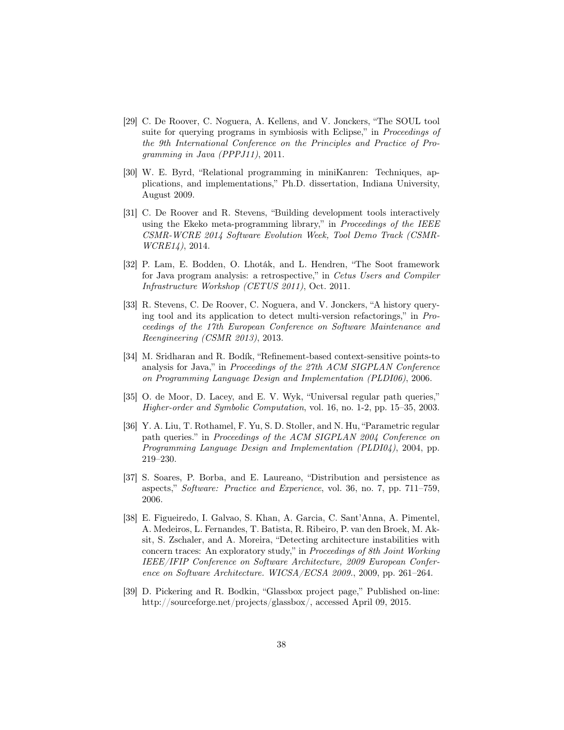[29] C. De Roover, C. Noguera, A. Kellens, and V. Jonckers, "The SOUL tool suite for querying programs in symbiosis with Eclipse," in *Proceedings of the 9th International Conference on the Principles and Practice of Programming in Java (PPPJ11)*, 2011.

[30] W. E. Byrd, "Relational programming in miniKanren: Techniques, applications, and implementations," Ph.D. dissertation, Indiana University, August 2009.

[31] C. De Roover and R. Stevens, "Building development tools interactively using the Ekeko meta-programming library," in *Proceedings of the IEEE CSMR-WCRE 2014 Software Evolution Week, Tool Demo Track (CSMR-WCRE14)*, 2014.

[32] P. Lam, E. Bodden, O. Lhoták, and L. Hendren, "The Soot framework for Java program analysis: a retrospective," in *Cetus Users and Compiler Infrastructure Workshop (CETUS 2011)*, Oct. 2011.

[33] R. Stevens, C. De Roover, C. Noguera, and V. Jonckers, "A history querying tool and its application to detect multi-version refactorings," in *Proceedings of the 17th European Conference on Software Maintenance and Reengineering (CSMR 2013)*, 2013.

[34] M. Sridharan and R. Bodík, "Refinement-based context-sensitive points-to analysis for Java," in *Proceedings of the 27th ACM SIGPLAN Conference on Programming Language Design and Implementation (PLDI06)*, 2006.

[35] O. de Moor, D. Lacey, and E. V. Wyk, "Universal regular path queries," *Higher-order and Symbolic Computation*, vol. 16, no. 1-2, pp. 15–35, 2003.

[36] Y. A. Liu, T. Rothamel, F. Yu, S. D. Stoller, and N. Hu, "Parametric regular path queries." in *Proceedings of the ACM SIGPLAN 2004 Conference on Programming Language Design and Implementation (PLDI04)*, 2004, pp. 219–230.

[37] S. Soares, P. Borba, and E. Laureano, "Distribution and persistence as aspects," *Software: Practice and Experience*, vol. 36, no. 7, pp. 711–759, 2006.

[38] E. Figueiredo, I. Galvao, S. Khan, A. Garcia, C. Sant'Anna, A. Pimentel, A. Medeiros, L. Fernandes, T. Batista, R. Ribeiro, P. van den Broek, M. Aksit, S. Zschaler, and A. Moreira, "Detecting architecture instabilities with concern traces: An exploratory study," in *Proceedings of 8th Joint Working IEEE/IFIP Conference on Software Architecture, 2009 European Conference on Software Architecture. WICSA/ECSA 2009.*, 2009, pp. 261–264.

[39] D. Pickering and R. Bodkin, "Glassbox project page," Published on-line: http://sourceforge.net/projects/glassbox/, accessed April 09, 2015.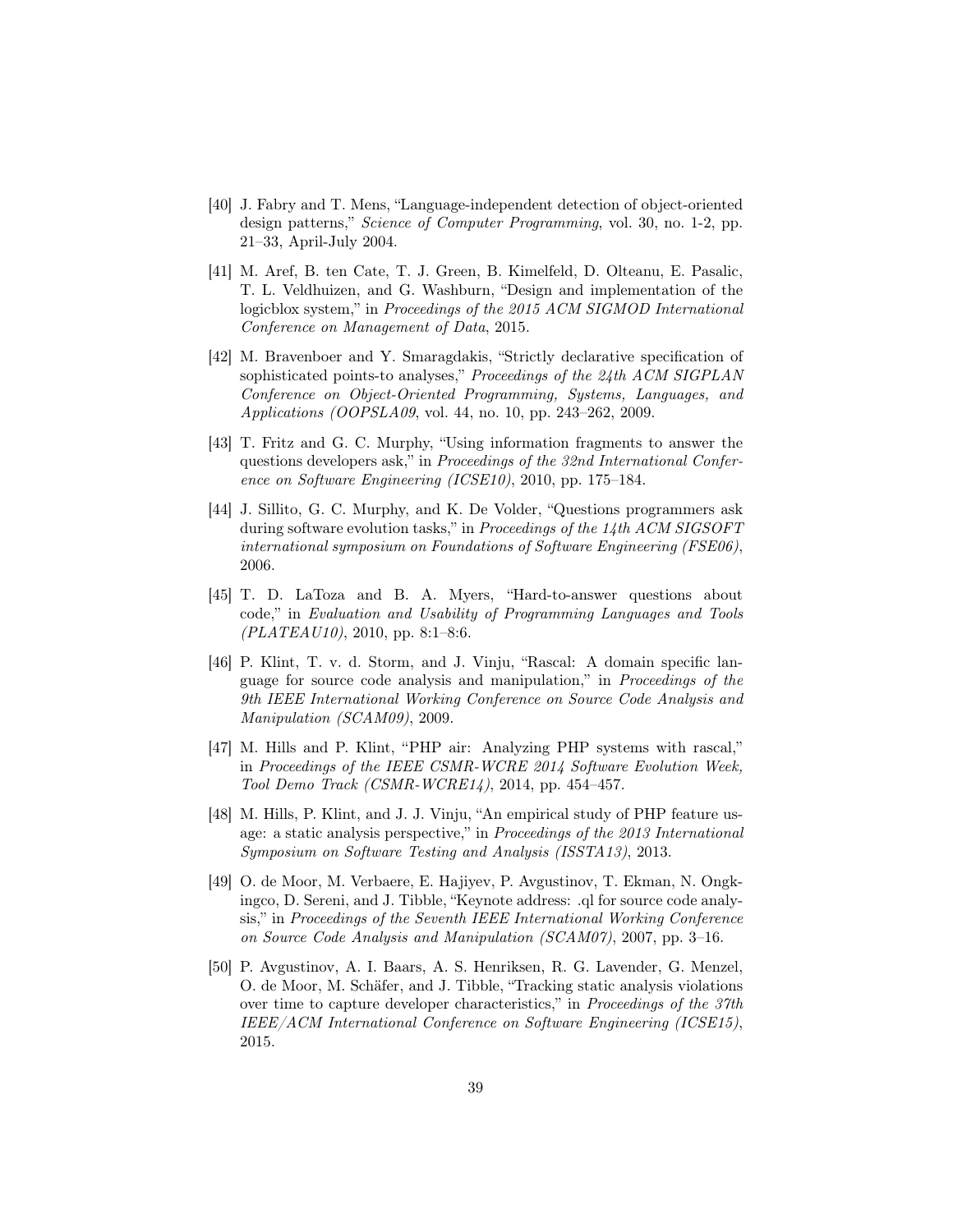[40] J. Fabry and T. Mens, "Language-independent detection of object-oriented design patterns," *Science of Computer Programming*, vol. 30, no. 1-2, pp. 21–33, April-July 2004.

[41] M. Aref, B. ten Cate, T. J. Green, B. Kimelfeld, D. Olteanu, E. Pasalic, T. L. Veldhuizen, and G. Washburn, "Design and implementation of the logicblox system," in *Proceedings of the 2015 ACM SIGMOD International Conference on Management of Data*, 2015.

[42] M. Bravenboer and Y. Smaragdakis, "Strictly declarative specification of sophisticated points-to analyses," *Proceedings of the 24th ACM SIGPLAN Conference on Object-Oriented Programming, Systems, Languages, and Applications (OOPSLA09*, vol. 44, no. 10, pp. 243–262, 2009.

[43] T. Fritz and G. C. Murphy, "Using information fragments to answer the questions developers ask," in *Proceedings of the 32nd International Conference on Software Engineering (ICSE10)*, 2010, pp. 175–184.

[44] J. Sillito, G. C. Murphy, and K. De Volder, "Questions programmers ask during software evolution tasks," in *Proceedings of the 14th ACM SIGSOFT international symposium on Foundations of Software Engineering (FSE06)*, 2006.

[45] T. D. LaToza and B. A. Myers, "Hard-to-answer questions about code," in *Evaluation and Usability of Programming Languages and Tools (PLATEAU10)*, 2010, pp. 8:1–8:6.

[46] P. Klint, T. v. d. Storm, and J. Vinju, "Rascal: A domain specific language for source code analysis and manipulation," in *Proceedings of the 9th IEEE International Working Conference on Source Code Analysis and Manipulation (SCAM09)*, 2009.

[47] M. Hills and P. Klint, "PHP air: Analyzing PHP systems with rascal," in *Proceedings of the IEEE CSMR-WCRE 2014 Software Evolution Week, Tool Demo Track (CSMR-WCRE14)*, 2014, pp. 454–457.

[48] M. Hills, P. Klint, and J. J. Vinju, "An empirical study of PHP feature usage: a static analysis perspective," in *Proceedings of the 2013 International Symposium on Software Testing and Analysis (ISSTA13)*, 2013.

[49] O. de Moor, M. Verbaere, E. Hajiyev, P. Avgustinov, T. Ekman, N. Ongkingco, D. Sereni, and J. Tibble, "Keynote address: .ql for source code analysis," in *Proceedings of the Seventh IEEE International Working Conference on Source Code Analysis and Manipulation (SCAM07)*, 2007, pp. 3–16.

[50] P. Avgustinov, A. I. Baars, A. S. Henriksen, R. G. Lavender, G. Menzel, O. de Moor, M. Schäfer, and J. Tibble, "Tracking static analysis violations over time to capture developer characteristics," in *Proceedings of the 37th IEEE/ACM International Conference on Software Engineering (ICSE15)*, 2015.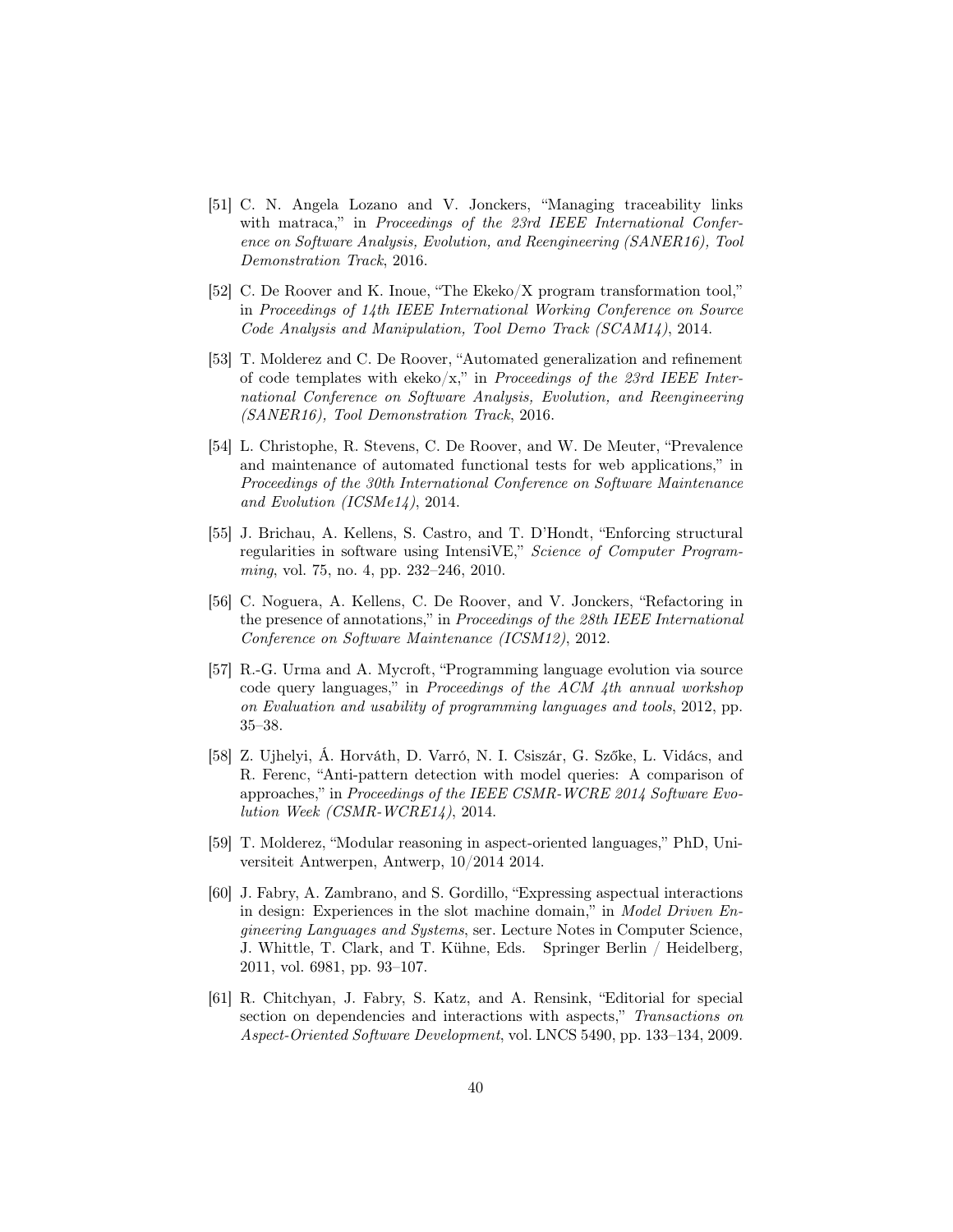[51] C. N. Angela Lozano and V. Jonckers, "Managing traceability links with matraca," in *Proceedings of the 23rd IEEE International Conference on Software Analysis, Evolution, and Reengineering (SANER16), Tool Demonstration Track*, 2016.

[52] C. De Roover and K. Inoue, "The Ekeko/X program transformation tool," in *Proceedings of 14th IEEE International Working Conference on Source Code Analysis and Manipulation, Tool Demo Track (SCAM14)*, 2014.

[53] T. Molderez and C. De Roover, "Automated generalization and refinement of code templates with ekeko/x," in *Proceedings of the 23rd IEEE International Conference on Software Analysis, Evolution, and Reengineering (SANER16), Tool Demonstration Track*, 2016.

[54] L. Christophe, R. Stevens, C. De Roover, and W. De Meuter, "Prevalence and maintenance of automated functional tests for web applications," in *Proceedings of the 30th International Conference on Software Maintenance and Evolution (ICSMe14)*, 2014.

[55] J. Brichau, A. Kellens, S. Castro, and T. D'Hondt, "Enforcing structural regularities in software using IntensiVE," *Science of Computer Programming*, vol. 75, no. 4, pp. 232–246, 2010.

[56] C. Noguera, A. Kellens, C. De Roover, and V. Jonckers, "Refactoring in the presence of annotations," in *Proceedings of the 28th IEEE International Conference on Software Maintenance (ICSM12)*, 2012.

[57] R.-G. Urma and A. Mycroft, "Programming language evolution via source code query languages," in *Proceedings of the ACM 4th annual workshop on Evaluation and usability of programming languages and tools*, 2012, pp. 35–38.

[58] Z. Ujhelyi, Á. Horváth, D. Varró, N. I. Csiszár, G. Szőke, L. Vidács, and R. Ferenc, "Anti-pattern detection with model queries: A comparison of approaches," in *Proceedings of the IEEE CSMR-WCRE 2014 Software Evolution Week (CSMR-WCRE14)*, 2014.

[59] T. Molderez, "Modular reasoning in aspect-oriented languages," PhD, Universiteit Antwerpen, Antwerp, 10/2014 2014.

[60] J. Fabry, A. Zambrano, and S. Gordillo, "Expressing aspectual interactions in design: Experiences in the slot machine domain," in *Model Driven Engineering Languages and Systems*, ser. Lecture Notes in Computer Science, J. Whittle, T. Clark, and T. Kühne, Eds. Springer Berlin / Heidelberg, 2011, vol. 6981, pp. 93–107.

[61] R. Chitchyan, J. Fabry, S. Katz, and A. Rensink, "Editorial for special section on dependencies and interactions with aspects," *Transactions on Aspect-Oriented Software Development*, vol. LNCS 5490, pp. 133–134, 2009.